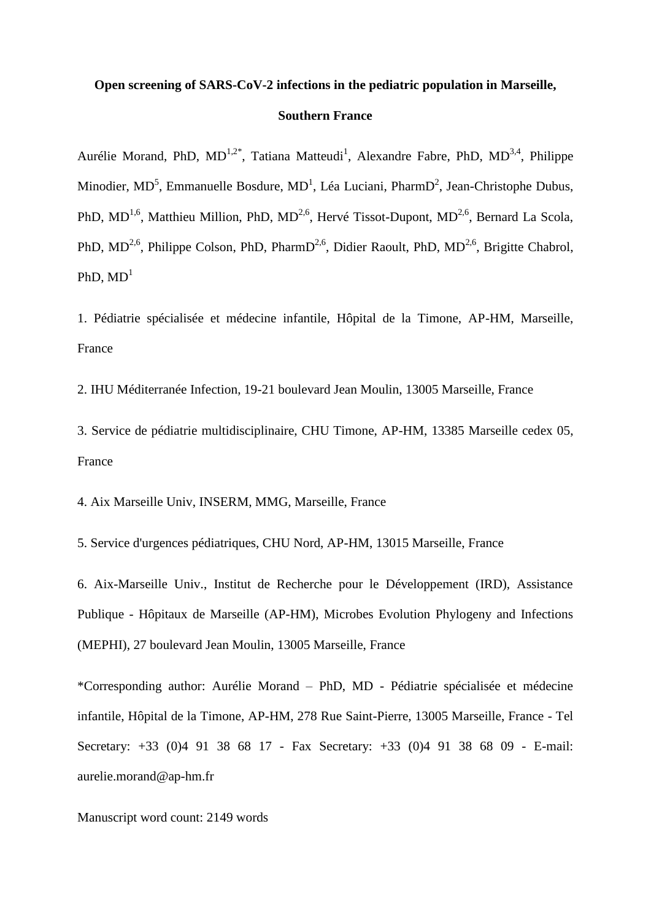# Open screening of SARS-CoV-2 infections in the pediatric population in Marseille, Southern France

Aurélie Morand, PhD, MD[1,2*], Tatiana Matteudi[1], Alexandre Fabre, PhD, MD[3,4], Philippe Minodier, MD[5], Emmanuelle Bosdure, MD[1], Léa Luciani, PharmD[2], Jean-Christophe Dubus, PhD, MD[1,6], Matthieu Million, PhD, MD[2,6], Hervé Tissot-Dupont, MD[2,6], Bernard La Scola, PhD, MD[2,6], Philippe Colson, PhD, PharmD[2,6], Didier Raoult, PhD, MD[2,6], Brigitte Chabrol, PhD, MD[1]

1. Pédiatrie spécialisée et médecine infantile, Hôpital de la Timone, AP-HM, Marseille, France

2. IHU Méditerranée Infection, 19-21 boulevard Jean Moulin, 13005 Marseille, France

3. Service de pédiatrie multidisciplinaire, CHU Timone, AP-HM, 13385 Marseille cedex 05, France

4. Aix Marseille Univ, INSERM, MMG, Marseille, France

5. Service d'urgences pédiatriques, CHU Nord, AP-HM, 13015 Marseille, France

6. Aix-Marseille Univ., Institut de Recherche pour le Développement (IRD), Assistance Publique - Hôpitaux de Marseille (AP-HM), Microbes Evolution Phylogeny and Infections (MEPHI), 27 boulevard Jean Moulin, 13005 Marseille, France

*Corresponding author: Aurélie Morand – PhD, MD - Pédiatrie spécialisée et médecine infantile, Hôpital de la Timone, AP-HM, 278 Rue Saint-Pierre, 13005 Marseille, France - Tel Secretary: +33 (0)4 91 38 68 17 - Fax Secretary: +33 (0)4 91 38 68 09 - E-mail: aurelie.morand@ap-hm.fr

Manuscript word count: 2149 words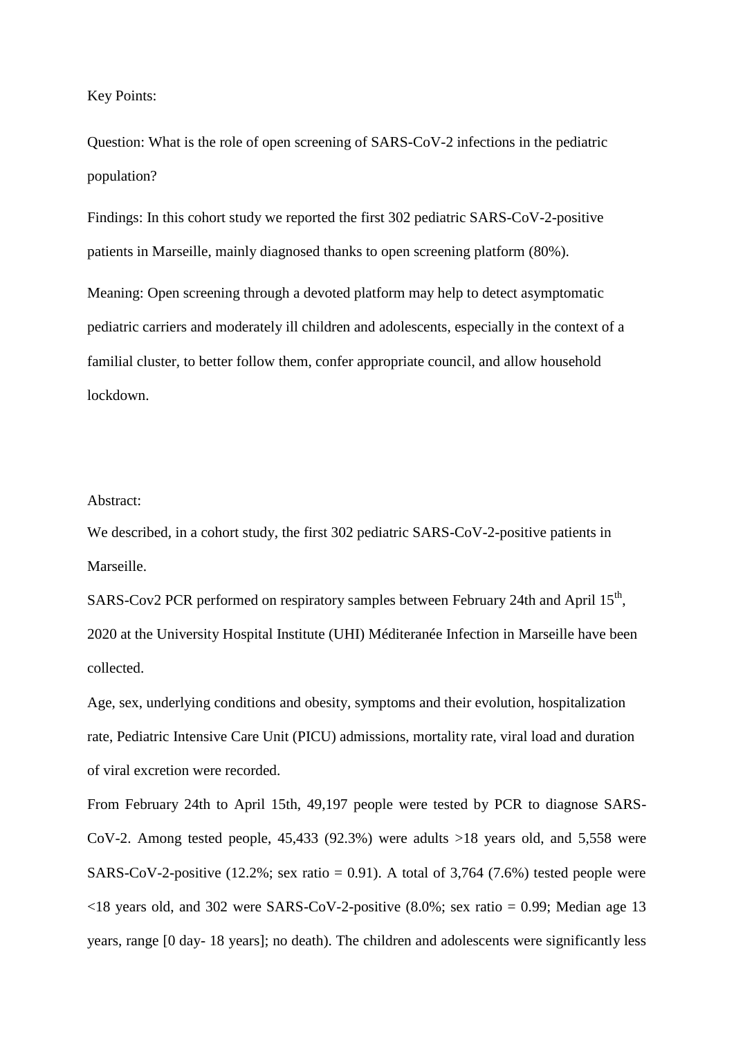Key Points:

Question: What is the role of open screening of SARS-CoV-2 infections in the pediatric population?

Findings: In this cohort study we reported the first 302 pediatric SARS-CoV-2-positive patients in Marseille, mainly diagnosed thanks to open screening platform (80%).

Meaning: Open screening through a devoted platform may help to detect asymptomatic pediatric carriers and moderately ill children and adolescents, especially in the context of a familial cluster, to better follow them, confer appropriate council, and allow household lockdown.

Abstract:

We described, in a cohort study, the first 302 pediatric SARS-CoV-2-positive patients in Marseille.

SARS-Cov2 PCR performed on respiratory samples between February 24th and April 15$^{th}$, 2020 at the University Hospital Institute (UHI) Méditeranée Infection in Marseille have been collected.

Age, sex, underlying conditions and obesity, symptoms and their evolution, hospitalization rate, Pediatric Intensive Care Unit (PICU) admissions, mortality rate, viral load and duration of viral excretion were recorded.

From February 24th to April 15th, 49,197 people were tested by PCR to diagnose SARS-CoV-2. Among tested people, 45,433 (92.3%) were adults >18 years old, and 5,558 were SARS-CoV-2-positive (12.2%; sex ratio = 0.91). A total of 3,764 (7.6%) tested people were <18 years old, and 302 were SARS-CoV-2-positive (8.0%; sex ratio = 0.99; Median age 13 years, range [0 day- 18 years]; no death). The children and adolescents were significantly less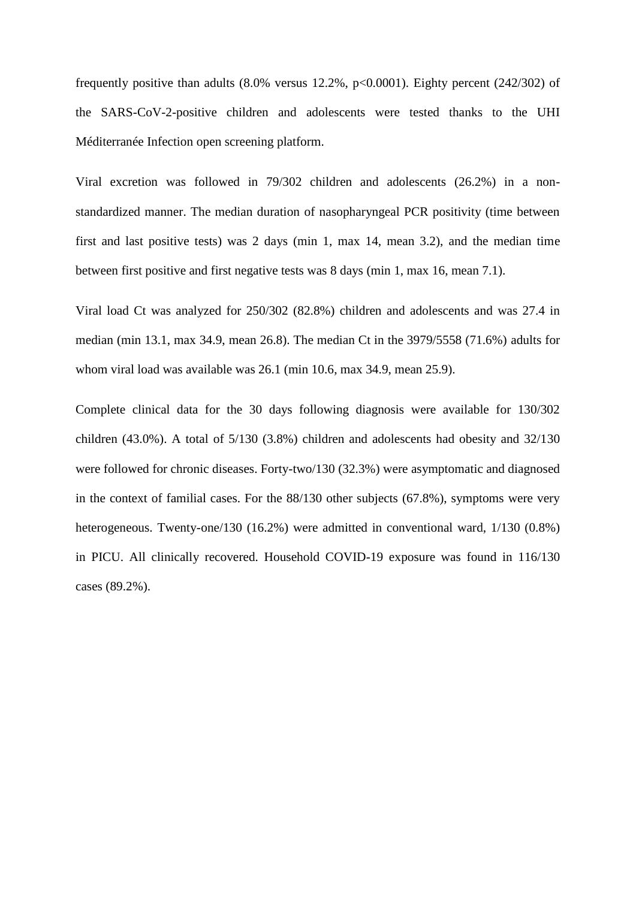frequently positive than adults (8.0% versus 12.2%, $p<0.0001$). Eighty percent (242/302) of the SARS-CoV-2-positive children and adolescents were tested thanks to the UHI Méditerranée Infection open screening platform.

Viral excretion was followed in 79/302 children and adolescents (26.2%) in a non-standardized manner. The median duration of nasopharyngeal PCR positivity (time between first and last positive tests) was 2 days (min 1, max 14, mean 3.2), and the median time between first positive and first negative tests was 8 days (min 1, max 16, mean 7.1).

Viral load Ct was analyzed for 250/302 (82.8%) children and adolescents and was 27.4 in median (min 13.1, max 34.9, mean 26.8). The median Ct in the 3979/5558 (71.6%) adults for whom viral load was available was 26.1 (min 10.6, max 34.9, mean 25.9).

Complete clinical data for the 30 days following diagnosis were available for 130/302 children (43.0%). A total of 5/130 (3.8%) children and adolescents had obesity and 32/130 were followed for chronic diseases. Forty-two/130 (32.3%) were asymptomatic and diagnosed in the context of familial cases. For the 88/130 other subjects (67.8%), symptoms were very heterogeneous. Twenty-one/130 (16.2%) were admitted in conventional ward, 1/130 (0.8%) in PICU. All clinically recovered. Household COVID-19 exposure was found in 116/130 cases (89.2%).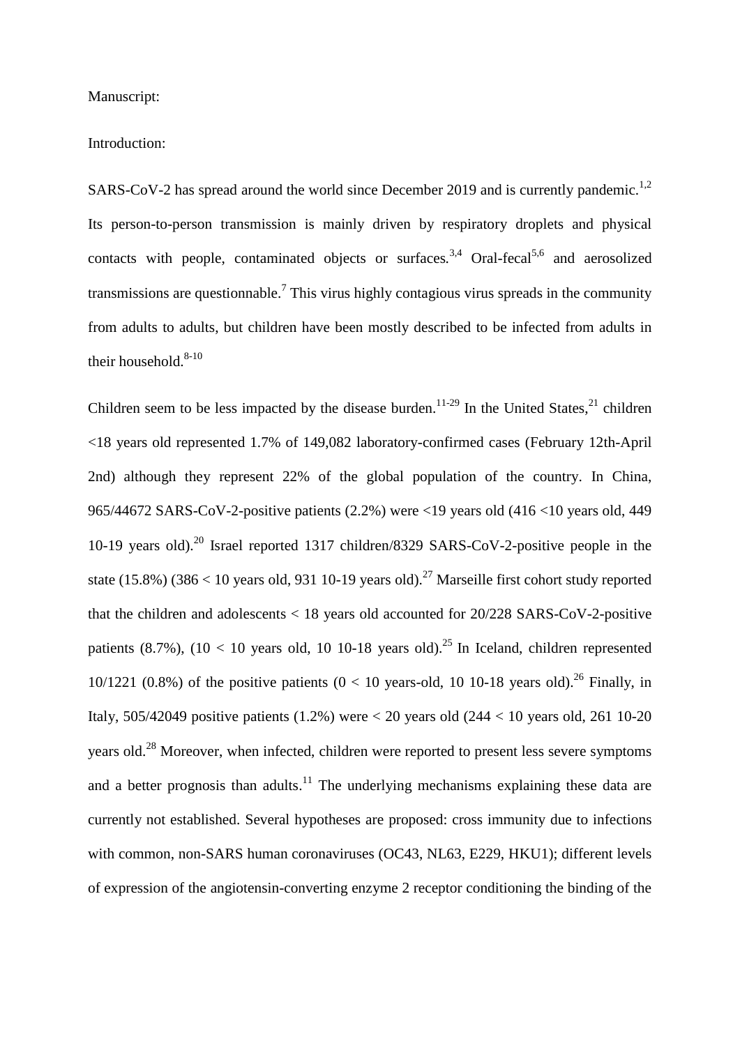Manuscript:

Introduction:

SARS-CoV-2 has spread around the world since December 2019 and is currently pandemic.[1,2] Its person-to-person transmission is mainly driven by respiratory droplets and physical contacts with people, contaminated objects or surfaces.[3,4] Oral-fecal[5,6] and aerosolized transmissions are questionnable.[7] This virus highly contagious virus spreads in the community from adults to adults, but children have been mostly described to be infected from adults in their household.[8-10]

Children seem to be less impacted by the disease burden.[11-29] In the United States,[21] children <18 years old represented 1.7% of 149,082 laboratory-confirmed cases (February 12th-April 2nd) although they represent 22% of the global population of the country. In China, 965/44672 SARS-CoV-2-positive patients (2.2%) were <19 years old (416 <10 years old, 449 10-19 years old).[20] Israel reported 1317 children/8329 SARS-CoV-2-positive people in the state (15.8%) (386 < 10 years old, 931 10-19 years old).[27] Marseille first cohort study reported that the children and adolescents < 18 years old accounted for 20/228 SARS-CoV-2-positive patients (8.7%), (10 < 10 years old, 10 10-18 years old).[25] In Iceland, children represented 10/1221 (0.8%) of the positive patients (0 < 10 years-old, 10 10-18 years old).[26] Finally, in Italy, 505/42049 positive patients (1.2%) were < 20 years old (244 < 10 years old, 261 10-20 years old.[28] Moreover, when infected, children were reported to present less severe symptoms and a better prognosis than adults.[11] The underlying mechanisms explaining these data are currently not established. Several hypotheses are proposed: cross immunity due to infections with common, non-SARS human coronaviruses (OC43, NL63, E229, HKU1); different levels of expression of the angiotensin-converting enzyme 2 receptor conditioning the binding of the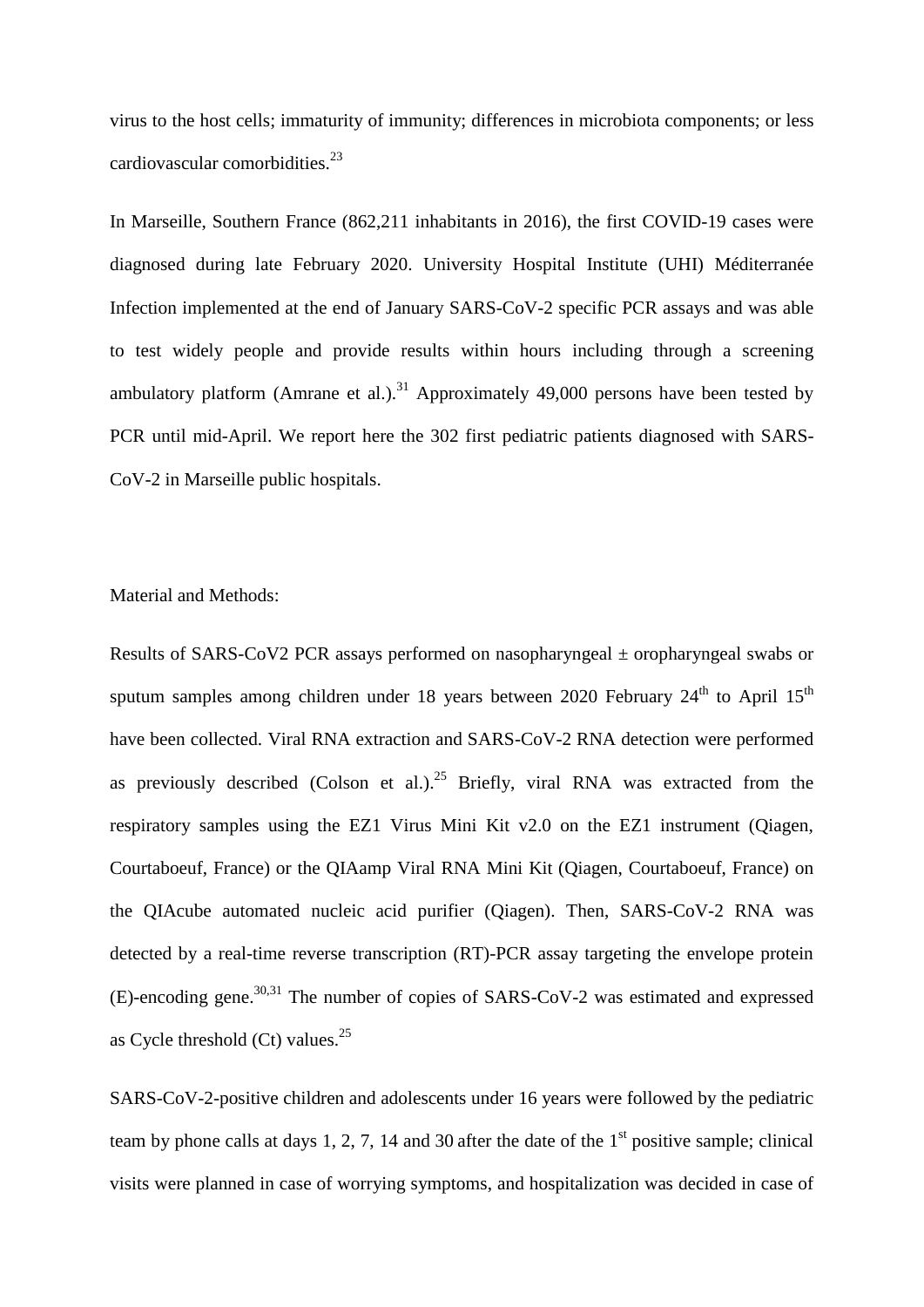virus to the host cells; immaturity of immunity; differences in microbiota components; or less cardiovascular comorbidities.[23]

In Marseille, Southern France (862,211 inhabitants in 2016), the first COVID-19 cases were diagnosed during late February 2020. University Hospital Institute (UHI) Méditerranée Infection implemented at the end of January SARS-CoV-2 specific PCR assays and was able to test widely people and provide results within hours including through a screening ambulatory platform (Amrane et al.).[31] Approximately 49,000 persons have been tested by PCR until mid-April. We report here the 302 first pediatric patients diagnosed with SARS-CoV-2 in Marseille public hospitals.

## Material and Methods:

Results of SARS-CoV2 PCR assays performed on nasopharyngeal ± oropharyngeal swabs or sputum samples among children under 18 years between 2020 February 24th to April 15th have been collected. Viral RNA extraction and SARS-CoV-2 RNA detection were performed as previously described (Colson et al.).[25] Briefly, viral RNA was extracted from the respiratory samples using the EZ1 Virus Mini Kit v2.0 on the EZ1 instrument (Qiagen, Courtaboeuf, France) or the QIAamp Viral RNA Mini Kit (Qiagen, Courtaboeuf, France) on the QIAcube automated nucleic acid purifier (Qiagen). Then, SARS-CoV-2 RNA was detected by a real-time reverse transcription (RT)-PCR assay targeting the envelope protein (E)-encoding gene.[30,31] The number of copies of SARS-CoV-2 was estimated and expressed as Cycle threshold (Ct) values.[25]

SARS-CoV-2-positive children and adolescents under 16 years were followed by the pediatric team by phone calls at days 1, 2, 7, 14 and 30 after the date of the 1st positive sample; clinical visits were planned in case of worrying symptoms, and hospitalization was decided in case of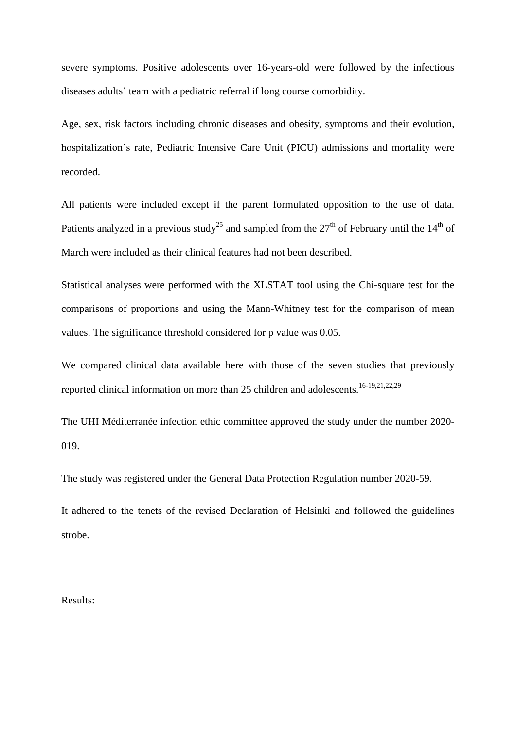severe symptoms. Positive adolescents over 16-years-old were followed by the infectious diseases adults' team with a pediatric referral if long course comorbidity.

Age, sex, risk factors including chronic diseases and obesity, symptoms and their evolution, hospitalization's rate, Pediatric Intensive Care Unit (PICU) admissions and mortality were recorded.

All patients were included except if the parent formulated opposition to the use of data. Patients analyzed in a previous study[25] and sampled from the 27th of February until the 14th of March were included as their clinical features had not been described.

Statistical analyses were performed with the XLSTAT tool using the Chi-square test for the comparisons of proportions and using the Mann-Whitney test for the comparison of mean values. The significance threshold considered for p value was 0.05.

We compared clinical data available here with those of the seven studies that previously reported clinical information on more than 25 children and adolescents.[16-19,21,22,29]

The UHI Méditerranée infection ethic committee approved the study under the number 2020-019.

The study was registered under the General Data Protection Regulation number 2020-59.

It adhered to the tenets of the revised Declaration of Helsinki and followed the guidelines strobe.

Results: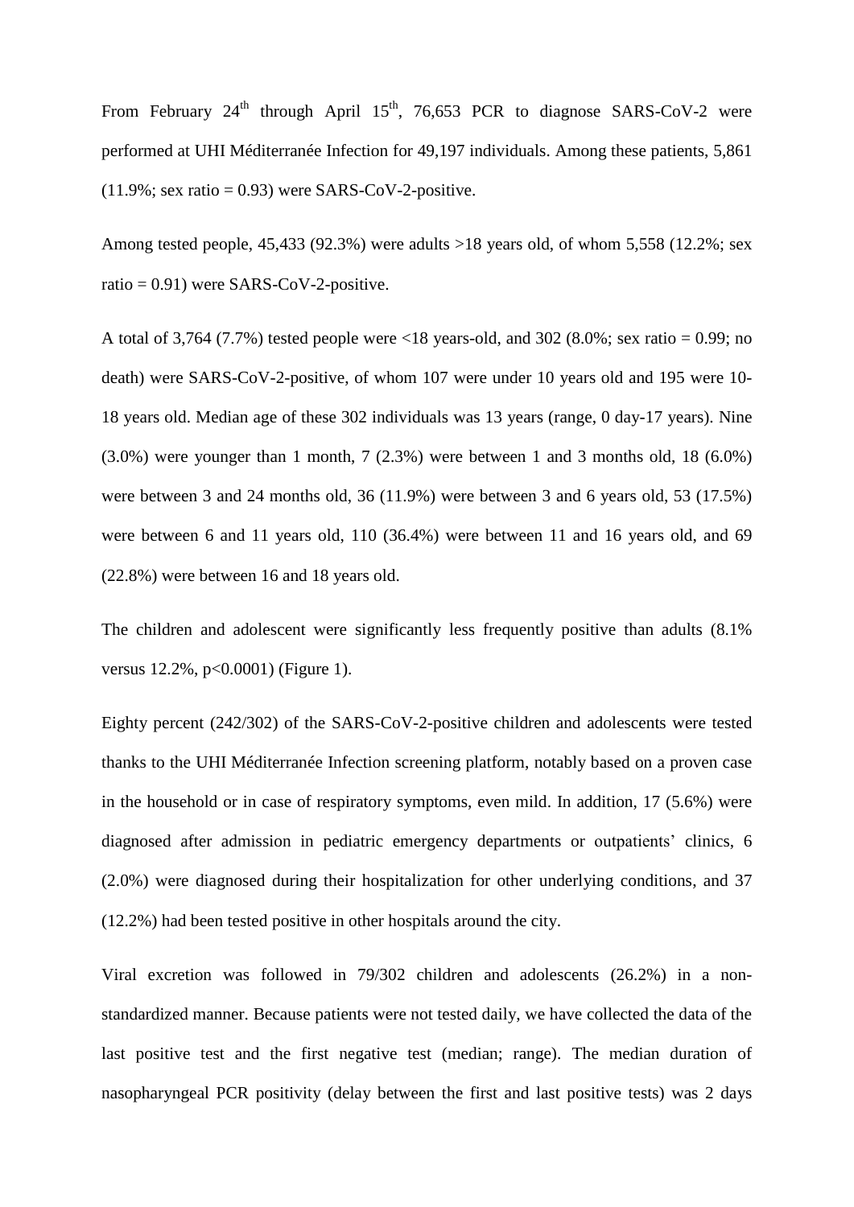From February 24th through April 15th, 76,653 PCR to diagnose SARS-CoV-2 were performed at UHI Méditerranée Infection for 49,197 individuals. Among these patients, 5,861 (11.9%; sex ratio = 0.93) were SARS-CoV-2-positive.

Among tested people, 45,433 (92.3%) were adults >18 years old, of whom 5,558 (12.2%; sex ratio = 0.91) were SARS-CoV-2-positive.

A total of 3,764 (7.7%) tested people were <18 years-old, and 302 (8.0%; sex ratio = 0.99; no death) were SARS-CoV-2-positive, of whom 107 were under 10 years old and 195 were 10-18 years old. Median age of these 302 individuals was 13 years (range, 0 day-17 years). Nine (3.0%) were younger than 1 month, 7 (2.3%) were between 1 and 3 months old, 18 (6.0%) were between 3 and 24 months old, 36 (11.9%) were between 3 and 6 years old, 53 (17.5%) were between 6 and 11 years old, 110 (36.4%) were between 11 and 16 years old, and 69 (22.8%) were between 16 and 18 years old.

The children and adolescent were significantly less frequently positive than adults (8.1% versus 12.2%, $p<0.0001$) (Figure 1).

Eighty percent (242/302) of the SARS-CoV-2-positive children and adolescents were tested thanks to the UHI Méditerranée Infection screening platform, notably based on a proven case in the household or in case of respiratory symptoms, even mild. In addition, 17 (5.6%) were diagnosed after admission in pediatric emergency departments or outpatients' clinics, 6 (2.0%) were diagnosed during their hospitalization for other underlying conditions, and 37 (12.2%) had been tested positive in other hospitals around the city.

Viral excretion was followed in 79/302 children and adolescents (26.2%) in a non-standardized manner. Because patients were not tested daily, we have collected the data of the last positive test and the first negative test (median; range). The median duration of nasopharyngeal PCR positivity (delay between the first and last positive tests) was 2 days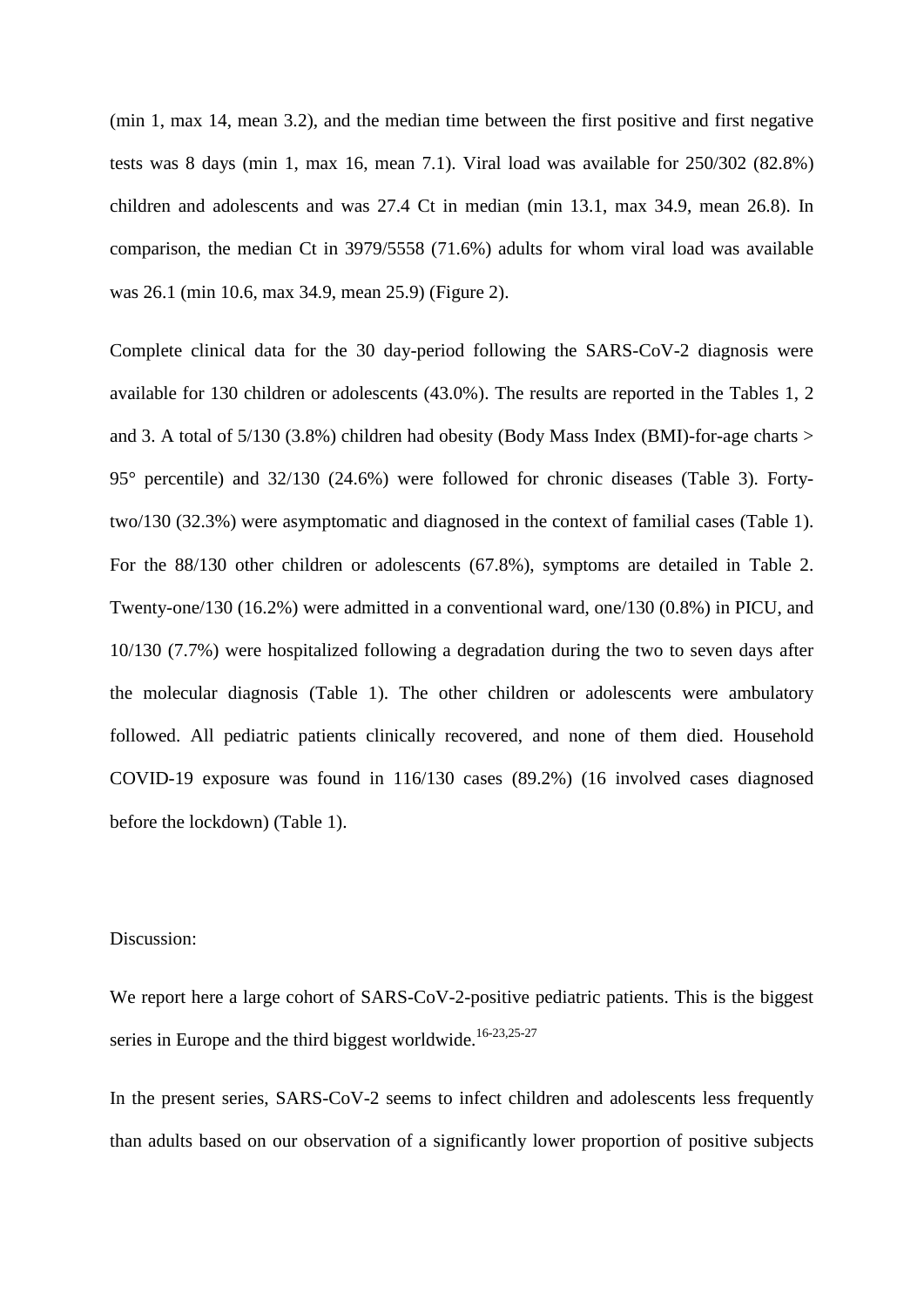(min 1, max 14, mean 3.2), and the median time between the first positive and first negative tests was 8 days (min 1, max 16, mean 7.1). Viral load was available for 250/302 (82.8%) children and adolescents and was 27.4 Ct in median (min 13.1, max 34.9, mean 26.8). In comparison, the median Ct in 3979/5558 (71.6%) adults for whom viral load was available was 26.1 (min 10.6, max 34.9, mean 25.9) (Figure 2).

Complete clinical data for the 30 day-period following the SARS-CoV-2 diagnosis were available for 130 children or adolescents (43.0%). The results are reported in the Tables 1, 2 and 3. A total of 5/130 (3.8%) children had obesity (Body Mass Index (BMI)-for-age charts > 95° percentile) and 32/130 (24.6%) were followed for chronic diseases (Table 3). Forty-two/130 (32.3%) were asymptomatic and diagnosed in the context of familial cases (Table 1). For the 88/130 other children or adolescents (67.8%), symptoms are detailed in Table 2. Twenty-one/130 (16.2%) were admitted in a conventional ward, one/130 (0.8%) in PICU, and 10/130 (7.7%) were hospitalized following a degradation during the two to seven days after the molecular diagnosis (Table 1). The other children or adolescents were ambulatory followed. All pediatric patients clinically recovered, and none of them died. Household COVID-19 exposure was found in 116/130 cases (89.2%) (16 involved cases diagnosed before the lockdown) (Table 1).

## Discussion:

We report here a large cohort of SARS-CoV-2-positive pediatric patients. This is the biggest series in Europe and the third biggest worldwide.[16-23,25-27]

In the present series, SARS-CoV-2 seems to infect children and adolescents less frequently than adults based on our observation of a significantly lower proportion of positive subjects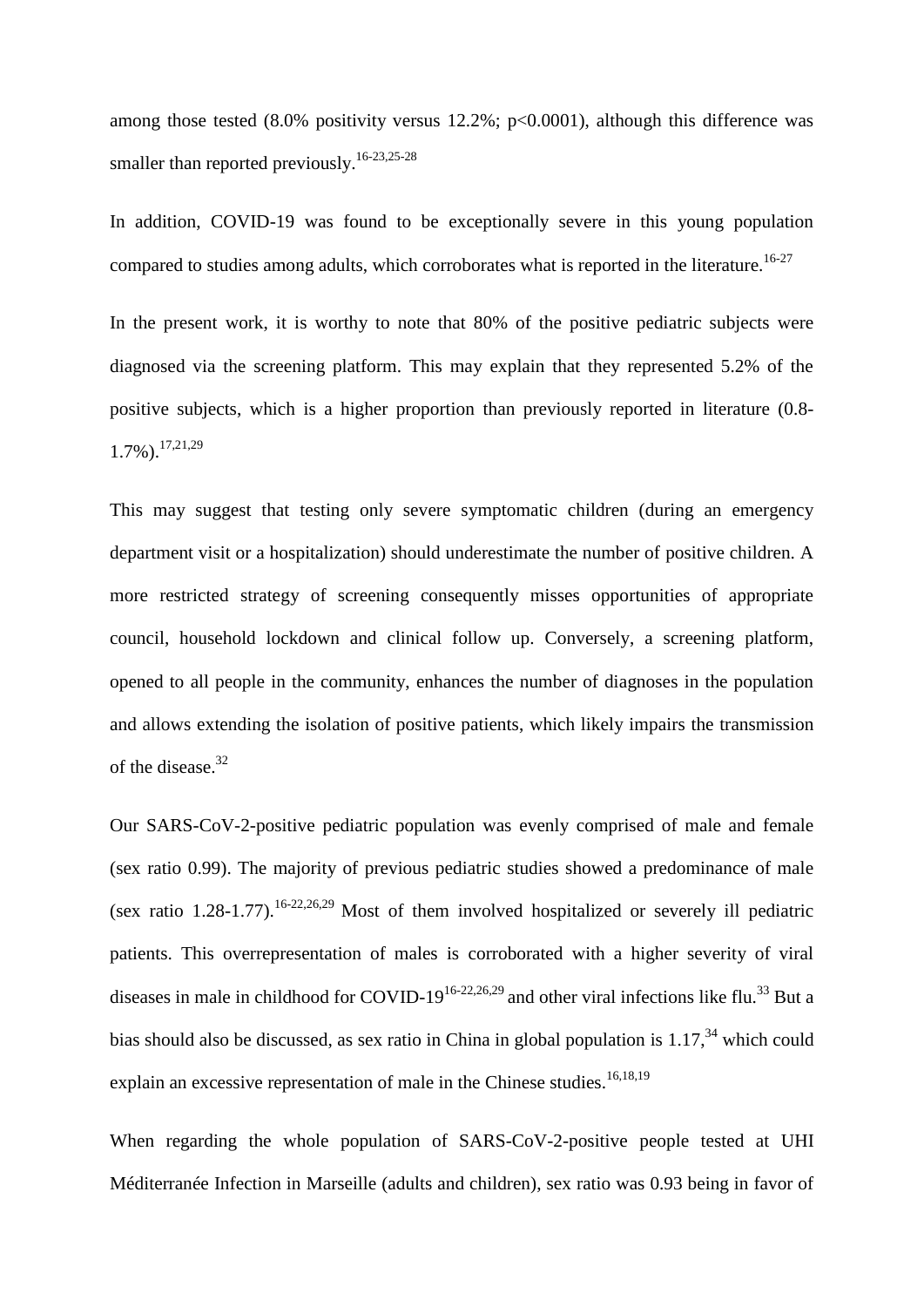among those tested (8.0% positivity versus 12.2%; $p<0.0001$), although this difference was smaller than reported previously.[16-23,25-28]

In addition, COVID-19 was found to be exceptionally severe in this young population compared to studies among adults, which corroborates what is reported in the literature.[16-27]

In the present work, it is worthy to note that 80% of the positive pediatric subjects were diagnosed via the screening platform. This may explain that they represented 5.2% of the positive subjects, which is a higher proportion than previously reported in literature (0.8-1.7%).[17,21,29]

This may suggest that testing only severe symptomatic children (during an emergency department visit or a hospitalization) should underestimate the number of positive children. A more restricted strategy of screening consequently misses opportunities of appropriate council, household lockdown and clinical follow up. Conversely, a screening platform, opened to all people in the community, enhances the number of diagnoses in the population and allows extending the isolation of positive patients, which likely impairs the transmission of the disease.[32]

Our SARS-CoV-2-positive pediatric population was evenly comprised of male and female (sex ratio 0.99). The majority of previous pediatric studies showed a predominance of male (sex ratio 1.28-1.77).[16-22,26,29] Most of them involved hospitalized or severely ill pediatric patients. This overrepresentation of males is corroborated with a higher severity of viral diseases in male in childhood for COVID-19[16-22,26,29] and other viral infections like flu.[33] But a bias should also be discussed, as sex ratio in China in global population is 1.17,[34] which could explain an excessive representation of male in the Chinese studies.[16,18,19]

When regarding the whole population of SARS-CoV-2-positive people tested at UHI Méditerranée Infection in Marseille (adults and children), sex ratio was 0.93 being in favor of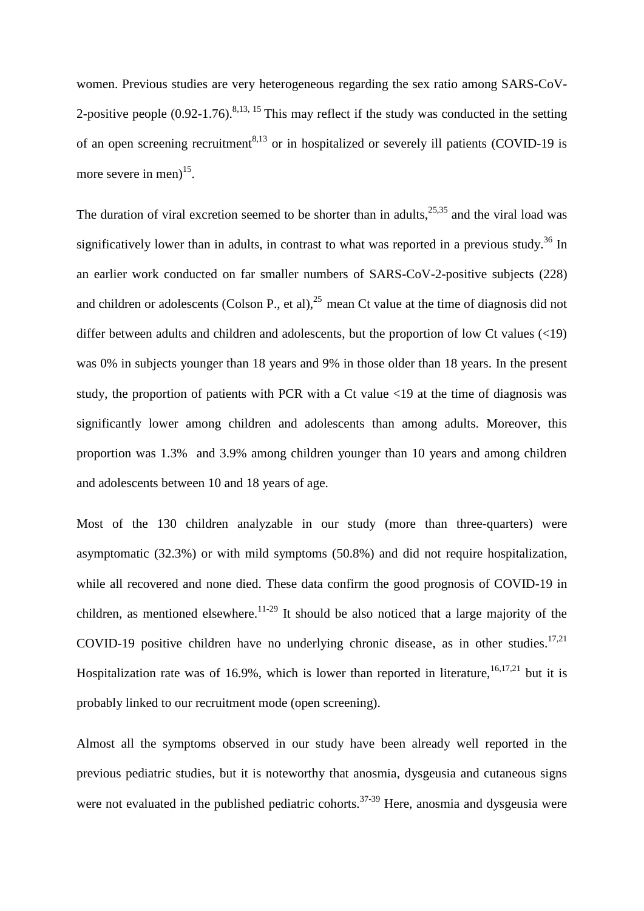women. Previous studies are very heterogeneous regarding the sex ratio among SARS-CoV-2-positive people (0.92-1.76).[8,13, 15] This may reflect if the study was conducted in the setting of an open screening recruitment[8,13] or in hospitalized or severely ill patients (COVID-19 is more severe in men)[15].

The duration of viral excretion seemed to be shorter than in adults,[25,35] and the viral load was significatively lower than in adults, in contrast to what was reported in a previous study.[36] In an earlier work conducted on far smaller numbers of SARS-CoV-2-positive subjects (228) and children or adolescents (Colson P., et al),[25] mean Ct value at the time of diagnosis did not differ between adults and children and adolescents, but the proportion of low Ct values (<19) was 0% in subjects younger than 18 years and 9% in those older than 18 years. In the present study, the proportion of patients with PCR with a Ct value <19 at the time of diagnosis was significantly lower among children and adolescents than among adults. Moreover, this proportion was 1.3% and 3.9% among children younger than 10 years and among children and adolescents between 10 and 18 years of age.

Most of the 130 children analyzable in our study (more than three-quarters) were asymptomatic (32.3%) or with mild symptoms (50.8%) and did not require hospitalization, while all recovered and none died. These data confirm the good prognosis of COVID-19 in children, as mentioned elsewhere.[11-29] It should be also noticed that a large majority of the COVID-19 positive children have no underlying chronic disease, as in other studies.[17,21] Hospitalization rate was of 16.9%, which is lower than reported in literature,[16,17,21] but it is probably linked to our recruitment mode (open screening).

Almost all the symptoms observed in our study have been already well reported in the previous pediatric studies, but it is noteworthy that anosmia, dysgeusia and cutaneous signs were not evaluated in the published pediatric cohorts.[37-39] Here, anosmia and dysgeusia were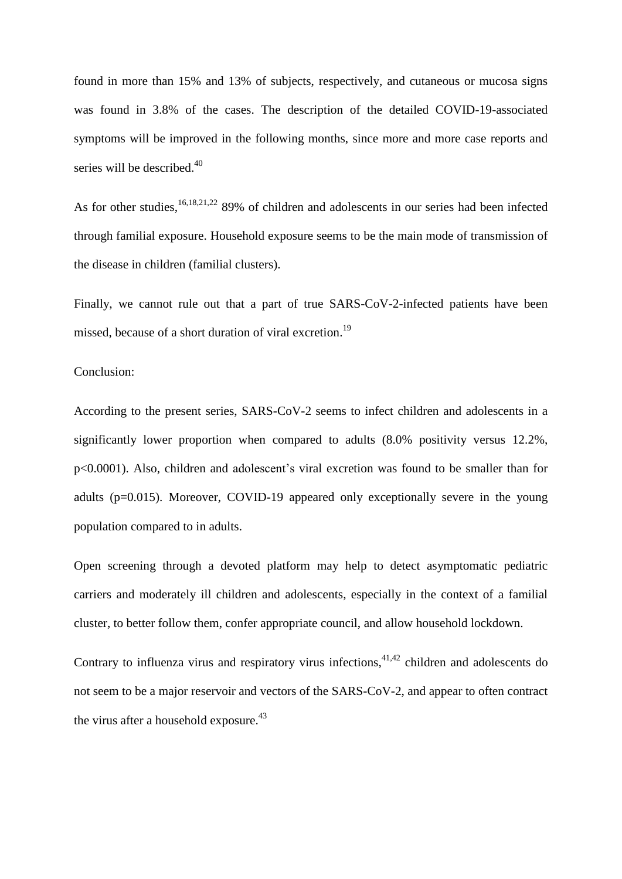found in more than 15% and 13% of subjects, respectively, and cutaneous or mucosa signs was found in 3.8% of the cases. The description of the detailed COVID-19-associated symptoms will be improved in the following months, since more and more case reports and series will be described.[40]

As for other studies,[16,18,21,22] 89% of children and adolescents in our series had been infected through familial exposure. Household exposure seems to be the main mode of transmission of the disease in children (familial clusters).

Finally, we cannot rule out that a part of true SARS-CoV-2-infected patients have been missed, because of a short duration of viral excretion.[19]

Conclusion:

According to the present series, SARS-CoV-2 seems to infect children and adolescents in a significantly lower proportion when compared to adults (8.0% positivity versus 12.2%, $p<0.0001$). Also, children and adolescent's viral excretion was found to be smaller than for adults ($p=0.015$). Moreover, COVID-19 appeared only exceptionally severe in the young population compared to in adults.

Open screening through a devoted platform may help to detect asymptomatic pediatric carriers and moderately ill children and adolescents, especially in the context of a familial cluster, to better follow them, confer appropriate council, and allow household lockdown.

Contrary to influenza virus and respiratory virus infections,[41,42] children and adolescents do not seem to be a major reservoir and vectors of the SARS-CoV-2, and appear to often contract the virus after a household exposure.[43]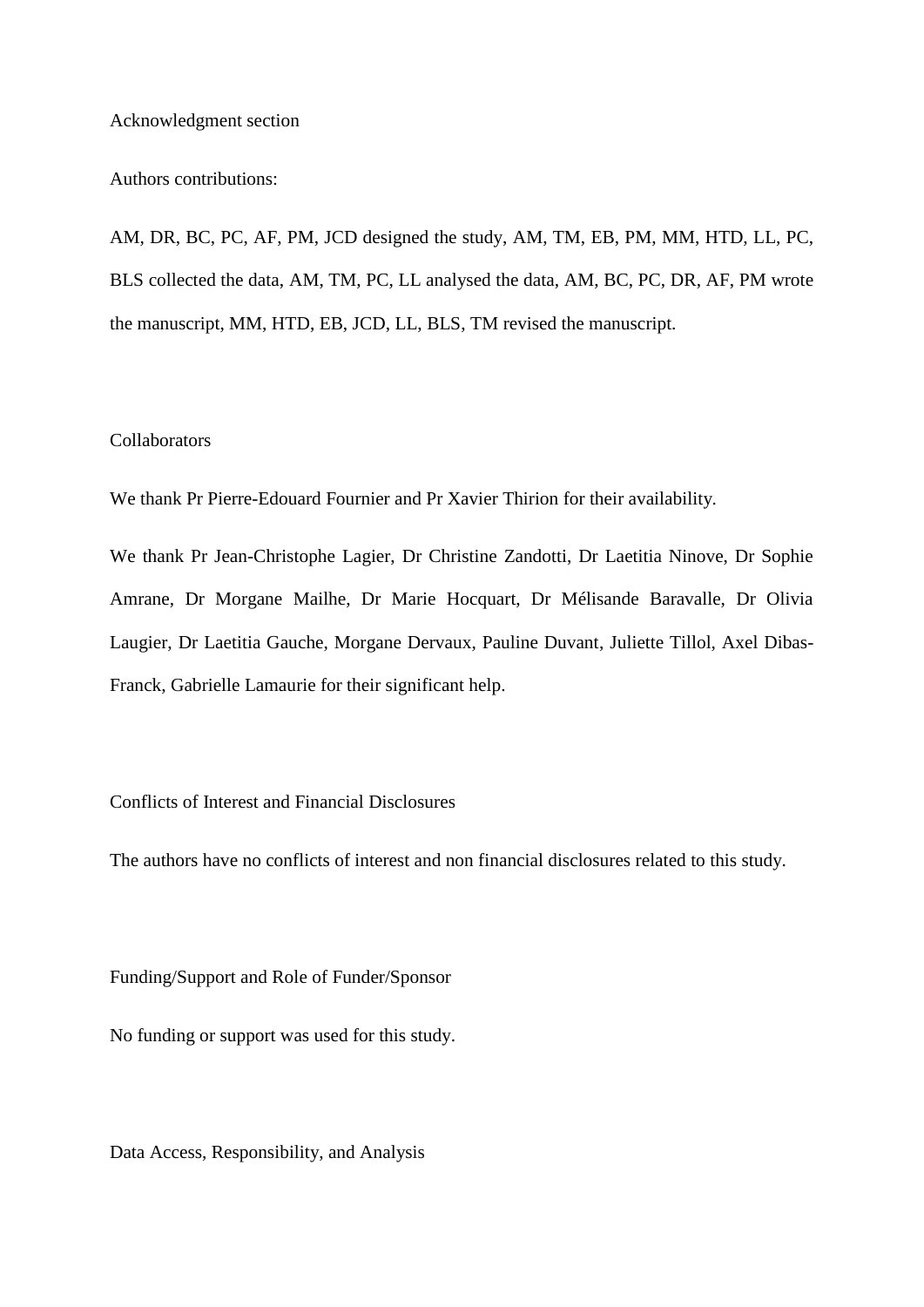Acknowledgment section

Authors contributions:

AM, DR, BC, PC, AF, PM, JCD designed the study, AM, TM, EB, PM, MM, HTD, LL, PC, BLS collected the data, AM, TM, PC, LL analysed the data, AM, BC, PC, DR, AF, PM wrote the manuscript, MM, HTD, EB, JCD, LL, BLS, TM revised the manuscript.

Collaborators

We thank Pr Pierre-Edouard Fournier and Pr Xavier Thirion for their availability.

We thank Pr Jean-Christophe Lagier, Dr Christine Zandotti, Dr Laetitia Ninove, Dr Sophie Amrane, Dr Morgane Mailhe, Dr Marie Hocquart, Dr Mélisande Baravalle, Dr Olivia Laugier, Dr Laetitia Gauche, Morgane Dervaux, Pauline Duvant, Juliette Tillol, Axel Dibas-Franck, Gabrielle Lamaurie for their significant help.

Conflicts of Interest and Financial Disclosures

The authors have no conflicts of interest and non financial disclosures related to this study.

Funding/Support and Role of Funder/Sponsor

No funding or support was used for this study.

Data Access, Responsibility, and Analysis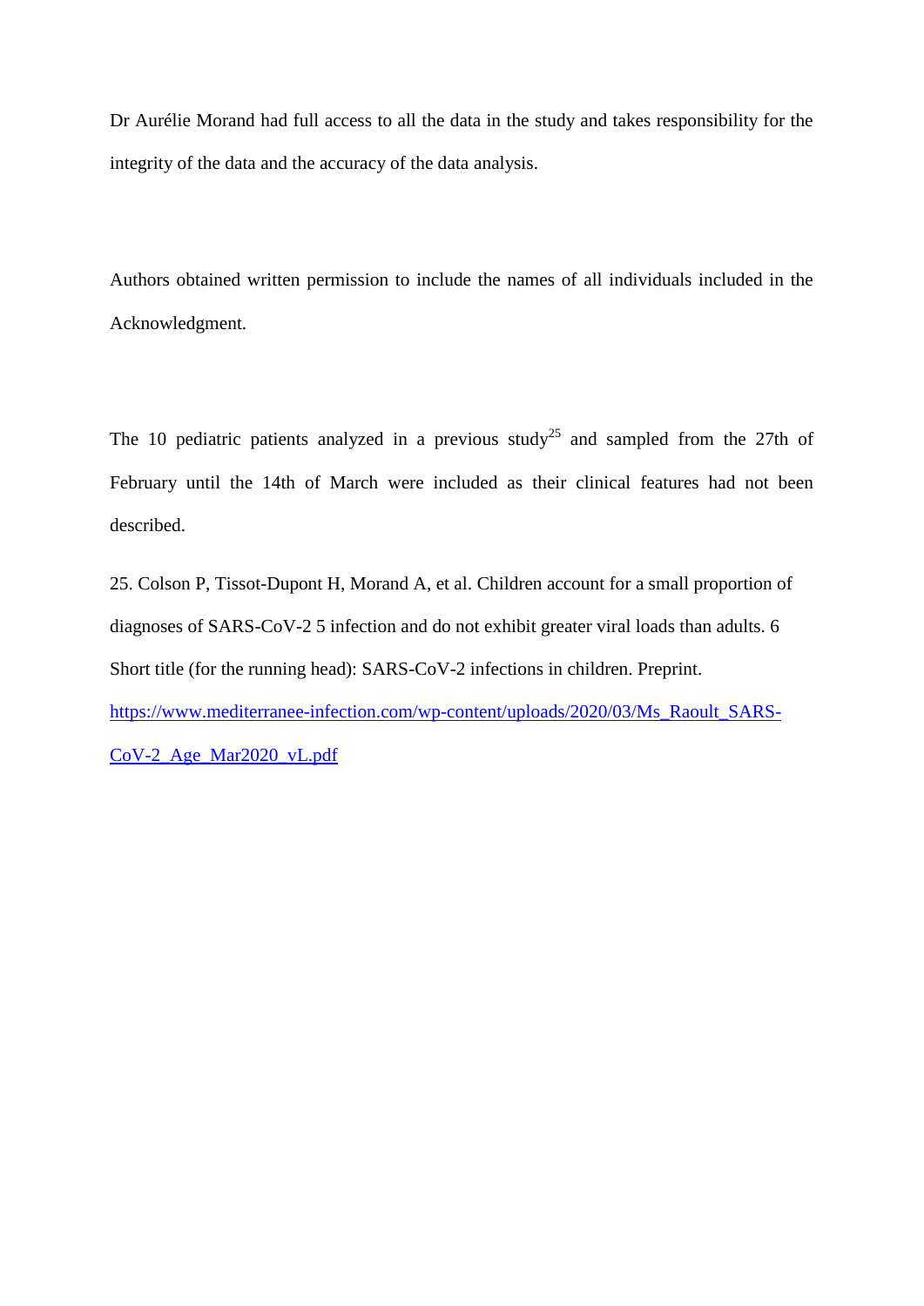Dr Aurélie Morand had full access to all the data in the study and takes responsibility for the integrity of the data and the accuracy of the data analysis.

Authors obtained written permission to include the names of all individuals included in the Acknowledgment.

The 10 pediatric patients analyzed in a previous study[25] and sampled from the 27th of February until the 14th of March were included as their clinical features had not been described.

25. Colson P, Tissot-Dupont H, Morand A, et al. Children account for a small proportion of diagnoses of SARS-CoV-2 5 infection and do not exhibit greater viral loads than adults. 6 Short title (for the running head): SARS-CoV-2 infections in children. Preprint. https://www.mediterranee-infection.com/wp-content/uploads/2020/03/Ms_Raoult_SARS-CoV-2_Age_Mar2020_vL.pdf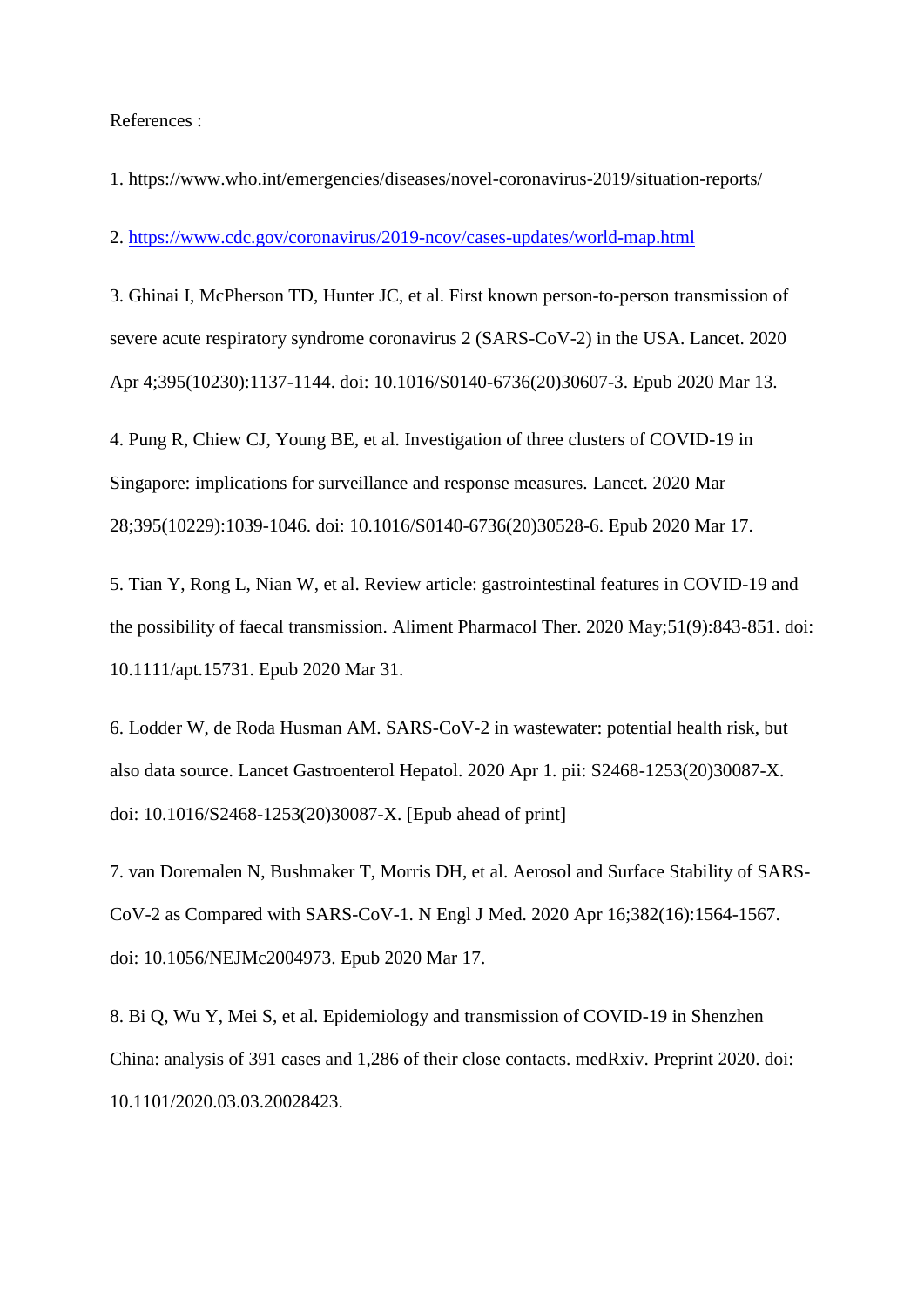References :

1. https://www.who.int/emergencies/diseases/novel-coronavirus-2019/situation-reports/

2. https://www.cdc.gov/coronavirus/2019-ncov/cases-updates/world-map.html

3. Ghinai I, McPherson TD, Hunter JC, et al. First known person-to-person transmission of severe acute respiratory syndrome coronavirus 2 (SARS-CoV-2) in the USA. Lancet. 2020 Apr 4;395(10230):1137-1144. doi: 10.1016/S0140-6736(20)30607-3. Epub 2020 Mar 13.

4. Pung R, Chiew CJ, Young BE, et al. Investigation of three clusters of COVID-19 in Singapore: implications for surveillance and response measures. Lancet. 2020 Mar 28;395(10229):1039-1046. doi: 10.1016/S0140-6736(20)30528-6. Epub 2020 Mar 17.

5. Tian Y, Rong L, Nian W, et al. Review article: gastrointestinal features in COVID-19 and the possibility of faecal transmission. Aliment Pharmacol Ther. 2020 May;51(9):843-851. doi: 10.1111/apt.15731. Epub 2020 Mar 31.

6. Lodder W, de Roda Husman AM. SARS-CoV-2 in wastewater: potential health risk, but also data source. Lancet Gastroenterol Hepatol. 2020 Apr 1. pii: S2468-1253(20)30087-X. doi: 10.1016/S2468-1253(20)30087-X. [Epub ahead of print]

7. van Doremalen N, Bushmaker T, Morris DH, et al. Aerosol and Surface Stability of SARS-CoV-2 as Compared with SARS-CoV-1. N Engl J Med. 2020 Apr 16;382(16):1564-1567. doi: 10.1056/NEJMc2004973. Epub 2020 Mar 17.

8. Bi Q, Wu Y, Mei S, et al. Epidemiology and transmission of COVID-19 in Shenzhen China: analysis of 391 cases and 1,286 of their close contacts. medRxiv. Preprint 2020. doi: 10.1101/2020.03.03.20028423.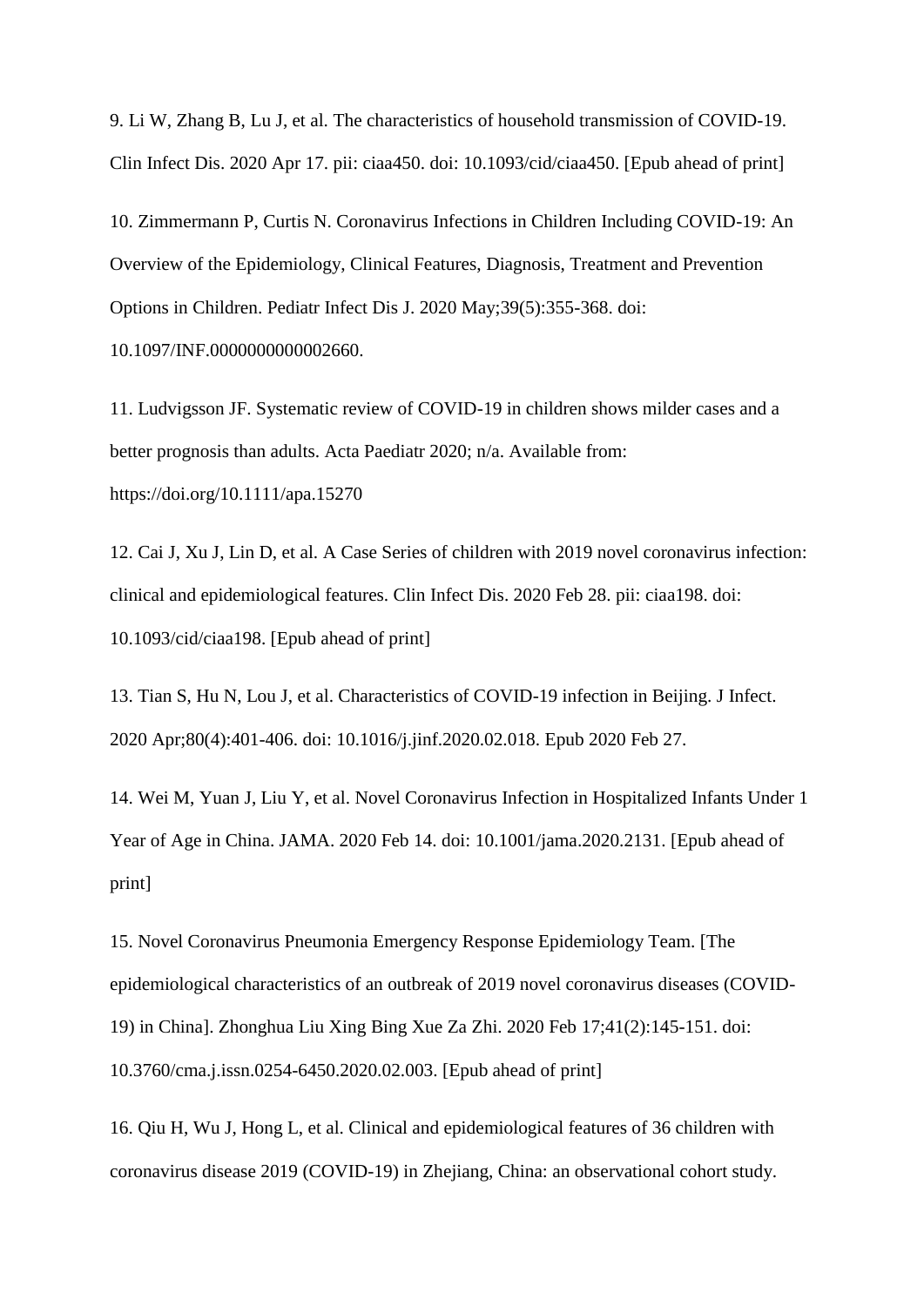9. Li W, Zhang B, Lu J, et al. The characteristics of household transmission of COVID-19. Clin Infect Dis. 2020 Apr 17. pii: ciaa450. doi: 10.1093/cid/ciaa450. [Epub ahead of print]

10. Zimmermann P, Curtis N. Coronavirus Infections in Children Including COVID-19: An Overview of the Epidemiology, Clinical Features, Diagnosis, Treatment and Prevention Options in Children. Pediatr Infect Dis J. 2020 May;39(5):355-368. doi: 10.1097/INF.0000000000002660.

11. Ludvigsson JF. Systematic review of COVID-19 in children shows milder cases and a better prognosis than adults. Acta Paediatr 2020; n/a. Available from: https://doi.org/10.1111/apa.15270

12. Cai J, Xu J, Lin D, et al. A Case Series of children with 2019 novel coronavirus infection: clinical and epidemiological features. Clin Infect Dis. 2020 Feb 28. pii: ciaa198. doi: 10.1093/cid/ciaa198. [Epub ahead of print]

13. Tian S, Hu N, Lou J, et al. Characteristics of COVID-19 infection in Beijing. J Infect. 2020 Apr;80(4):401-406. doi: 10.1016/j.jinf.2020.02.018. Epub 2020 Feb 27.

14. Wei M, Yuan J, Liu Y, et al. Novel Coronavirus Infection in Hospitalized Infants Under 1 Year of Age in China. JAMA. 2020 Feb 14. doi: 10.1001/jama.2020.2131. [Epub ahead of print]

15. Novel Coronavirus Pneumonia Emergency Response Epidemiology Team. [The epidemiological characteristics of an outbreak of 2019 novel coronavirus diseases (COVID-19) in China]. Zhonghua Liu Xing Bing Xue Za Zhi. 2020 Feb 17;41(2):145-151. doi: 10.3760/cma.j.issn.0254-6450.2020.02.003. [Epub ahead of print]

16. Qiu H, Wu J, Hong L, et al. Clinical and epidemiological features of 36 children with coronavirus disease 2019 (COVID-19) in Zhejiang, China: an observational cohort study.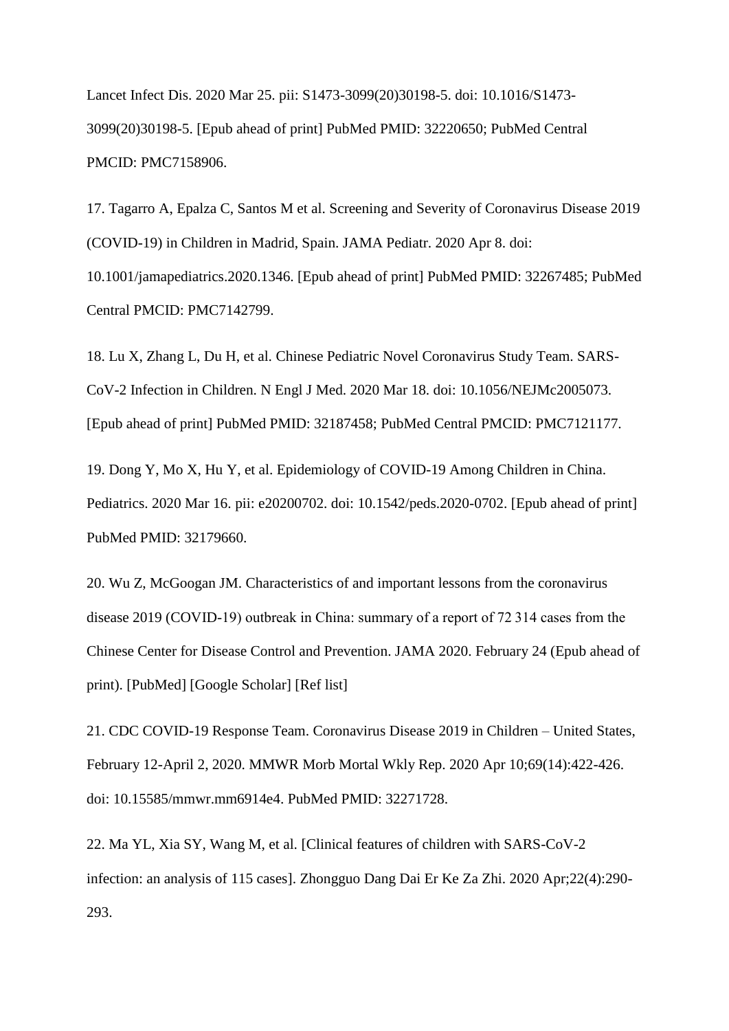Lancet Infect Dis. 2020 Mar 25. pii: S1473-3099(20)30198-5. doi: 10.1016/S1473-3099(20)30198-5. [Epub ahead of print] PubMed PMID: 32220650; PubMed Central PMCID: PMC7158906.

17. Tagarro A, Epalza C, Santos M et al. Screening and Severity of Coronavirus Disease 2019 (COVID-19) in Children in Madrid, Spain. JAMA Pediatr. 2020 Apr 8. doi: 10.1001/jamapediatrics.2020.1346. [Epub ahead of print] PubMed PMID: 32267485; PubMed Central PMCID: PMC7142799.

18. Lu X, Zhang L, Du H, et al. Chinese Pediatric Novel Coronavirus Study Team. SARS-CoV-2 Infection in Children. N Engl J Med. 2020 Mar 18. doi: 10.1056/NEJMc2005073. [Epub ahead of print] PubMed PMID: 32187458; PubMed Central PMCID: PMC7121177.

19. Dong Y, Mo X, Hu Y, et al. Epidemiology of COVID-19 Among Children in China. Pediatrics. 2020 Mar 16. pii: e20200702. doi: 10.1542/peds.2020-0702. [Epub ahead of print] PubMed PMID: 32179660.

20. Wu Z, McGoogan JM. Characteristics of and important lessons from the coronavirus disease 2019 (COVID-19) outbreak in China: summary of a report of 72 314 cases from the Chinese Center for Disease Control and Prevention. JAMA 2020. February 24 (Epub ahead of print). [PubMed] [Google Scholar] [Ref list]

21. CDC COVID-19 Response Team. Coronavirus Disease 2019 in Children – United States, February 12-April 2, 2020. MMWR Morb Mortal Wkly Rep. 2020 Apr 10;69(14):422-426. doi: 10.15585/mmwr.mm6914e4. PubMed PMID: 32271728.

22. Ma YL, Xia SY, Wang M, et al. [Clinical features of children with SARS-CoV-2 infection: an analysis of 115 cases]. Zhongguo Dang Dai Er Ke Za Zhi. 2020 Apr;22(4):290-293.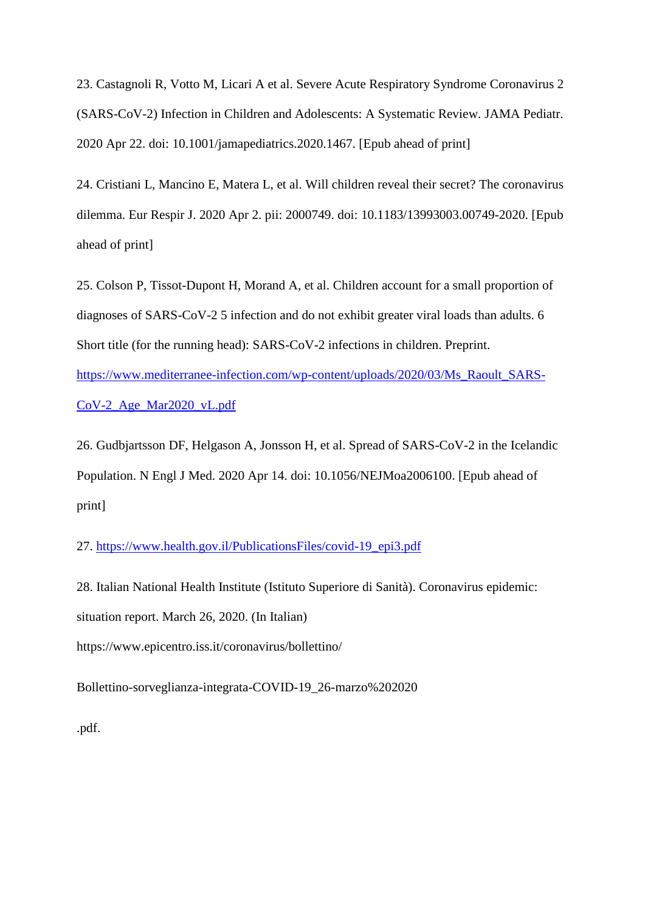23. Castagnoli R, Votto M, Licari A et al. Severe Acute Respiratory Syndrome Coronavirus 2 (SARS-CoV-2) Infection in Children and Adolescents: A Systematic Review. JAMA Pediatr. 2020 Apr 22. doi: 10.1001/jamapediatrics.2020.1467. [Epub ahead of print]

24. Cristiani L, Mancino E, Matera L, et al. Will children reveal their secret? The coronavirus dilemma. Eur Respir J. 2020 Apr 2. pii: 2000749. doi: 10.1183/13993003.00749-2020. [Epub ahead of print]

25. Colson P, Tissot-Dupont H, Morand A, et al. Children account for a small proportion of diagnoses of SARS-CoV-2 5 infection and do not exhibit greater viral loads than adults. 6 Short title (for the running head): SARS-CoV-2 infections in children. Preprint. https://www.mediterranee-infection.com/wp-content/uploads/2020/03/Ms_Raoult_SARS-CoV-2_Age_Mar2020_vL.pdf

26. Gudbjartsson DF, Helgason A, Jonsson H, et al. Spread of SARS-CoV-2 in the Icelandic Population. N Engl J Med. 2020 Apr 14. doi: 10.1056/NEJMoa2006100. [Epub ahead of print]

27. https://www.health.gov.il/PublicationsFiles/covid-19_epi3.pdf

28. Italian National Health Institute (Istituto Superiore di Sanità). Coronavirus epidemic: situation report. March 26, 2020. (In Italian)
https://www.epicentro.iss.it/coronavirus/bollettino/

Bollettino-sorveglianza-integrata-COVID-19_26-marzo%202020

.pdf.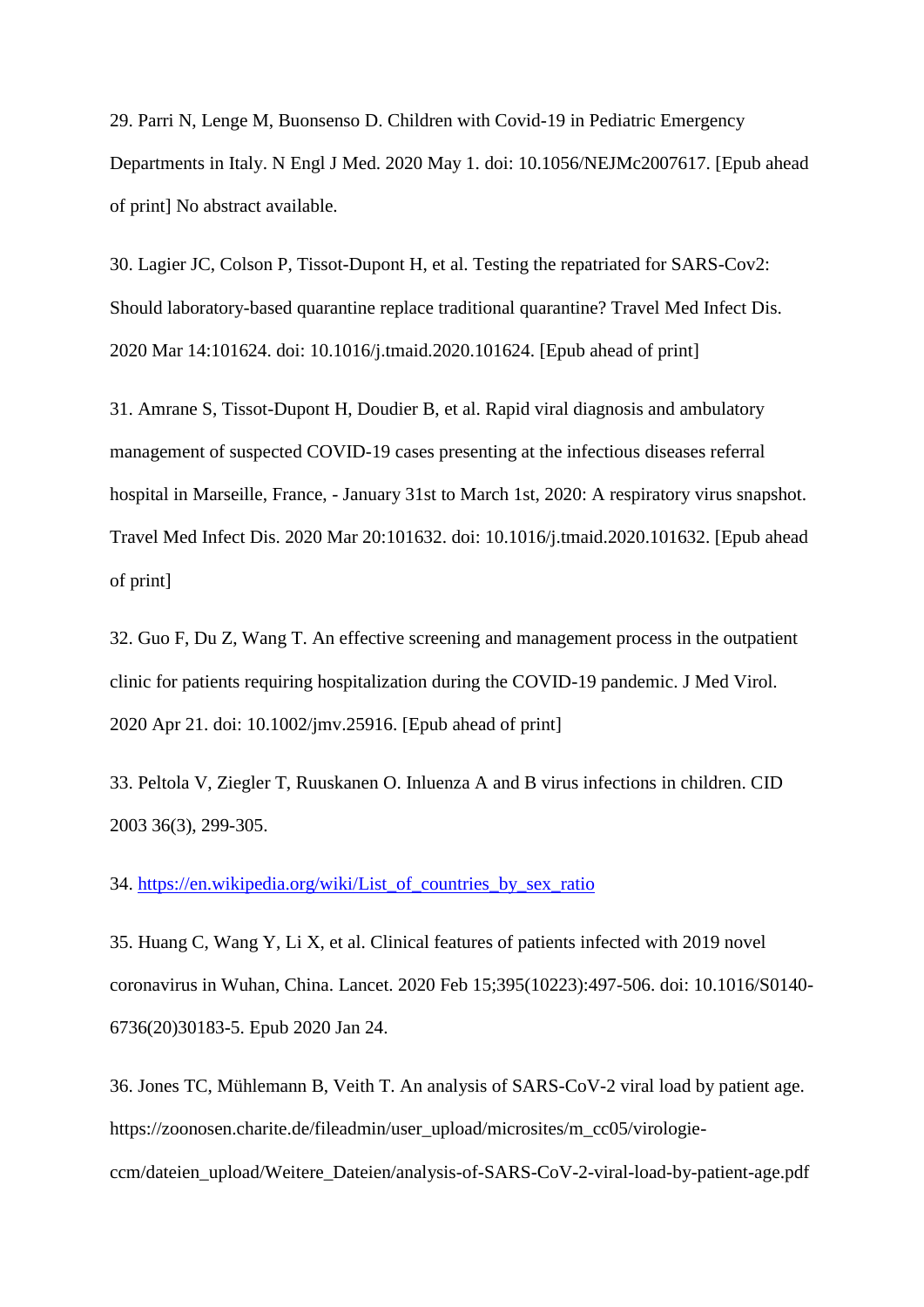29. Parri N, Lenge M, Buonsenso D. Children with Covid-19 in Pediatric Emergency Departments in Italy. N Engl J Med. 2020 May 1. doi: 10.1056/NEJMc2007617. [Epub ahead of print] No abstract available.

30. Lagier JC, Colson P, Tissot-Dupont H, et al. Testing the repatriated for SARS-Cov2: Should laboratory-based quarantine replace traditional quarantine? Travel Med Infect Dis. 2020 Mar 14:101624. doi: 10.1016/j.tmaid.2020.101624. [Epub ahead of print]

31. Amrane S, Tissot-Dupont H, Doudier B, et al. Rapid viral diagnosis and ambulatory management of suspected COVID-19 cases presenting at the infectious diseases referral hospital in Marseille, France, - January 31st to March 1st, 2020: A respiratory virus snapshot. Travel Med Infect Dis. 2020 Mar 20:101632. doi: 10.1016/j.tmaid.2020.101632. [Epub ahead of print]

32. Guo F, Du Z, Wang T. An effective screening and management process in the outpatient clinic for patients requiring hospitalization during the COVID-19 pandemic. J Med Virol. 2020 Apr 21. doi: 10.1002/jmv.25916. [Epub ahead of print]

33. Peltola V, Ziegler T, Ruuskanen O. Inluenza A and B virus infections in children. CID 2003 36(3), 299-305.

34. https://en.wikipedia.org/wiki/List_of_countries_by_sex_ratio

35. Huang C, Wang Y, Li X, et al. Clinical features of patients infected with 2019 novel coronavirus in Wuhan, China. Lancet. 2020 Feb 15;395(10223):497-506. doi: 10.1016/S0140-6736(20)30183-5. Epub 2020 Jan 24.

36. Jones TC, Mühlemann B, Veith T. An analysis of SARS-CoV-2 viral load by patient age. https://zoonosen.charite.de/fileadmin/user_upload/microsites/m_cc05/virologie-ccm/dateien_upload/Weitere_Dateien/analysis-of-SARS-CoV-2-viral-load-by-patient-age.pdf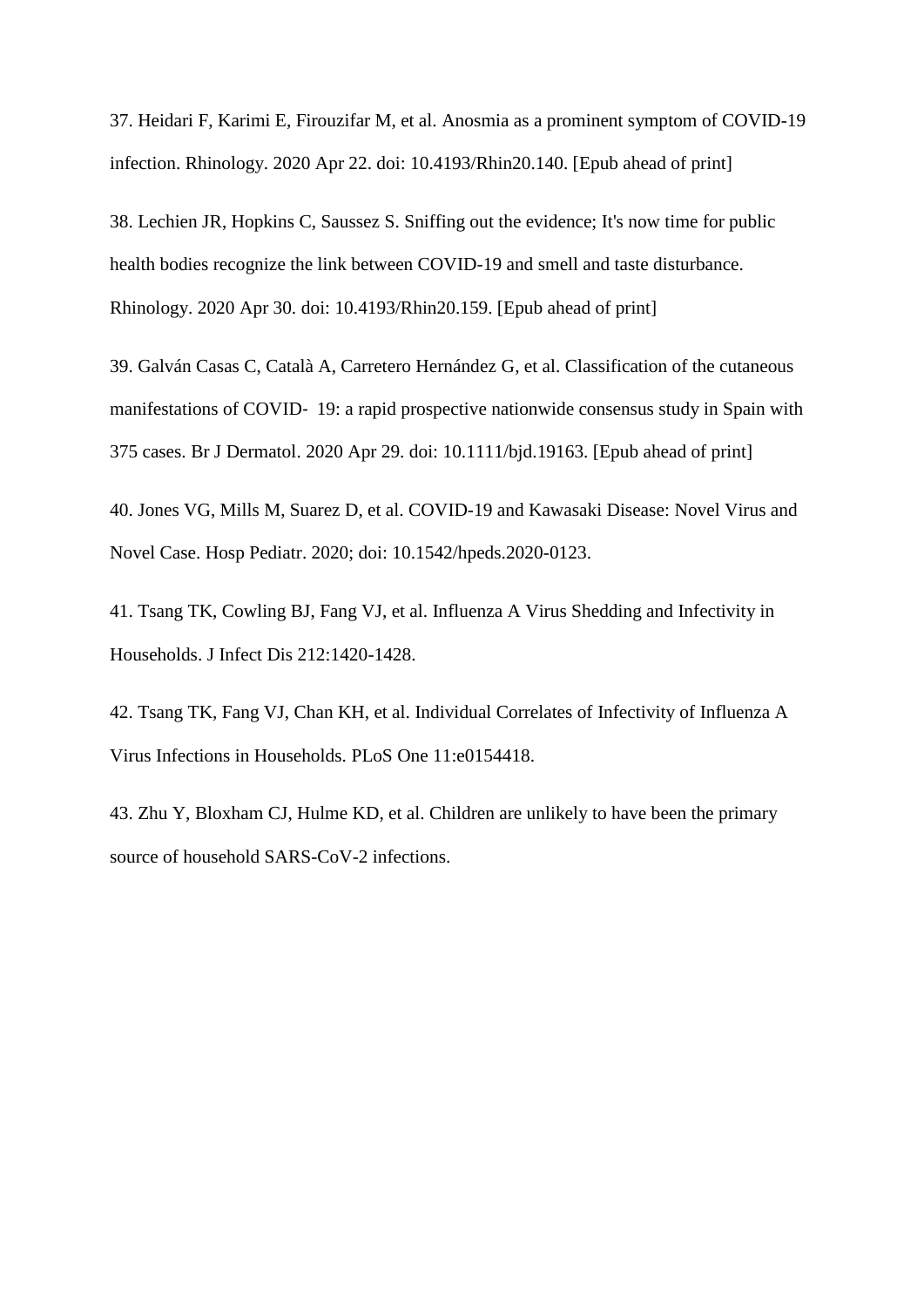37. Heidari F, Karimi E, Firouzifar M, et al. Anosmia as a prominent symptom of COVID-19 infection. Rhinology. 2020 Apr 22. doi: 10.4193/Rhin20.140. [Epub ahead of print]

38. Lechien JR, Hopkins C, Saussez S. Sniffing out the evidence; It's now time for public health bodies recognize the link between COVID-19 and smell and taste disturbance. Rhinology. 2020 Apr 30. doi: 10.4193/Rhin20.159. [Epub ahead of print]

39. Galván Casas C, Català A, Carretero Hernández G, et al. Classification of the cutaneous manifestations of COVID- 19: a rapid prospective nationwide consensus study in Spain with 375 cases. Br J Dermatol. 2020 Apr 29. doi: 10.1111/bjd.19163. [Epub ahead of print]

40. Jones VG, Mills M, Suarez D, et al. COVID-19 and Kawasaki Disease: Novel Virus and Novel Case. Hosp Pediatr. 2020; doi: 10.1542/hpeds.2020-0123.

41. Tsang TK, Cowling BJ, Fang VJ, et al. Influenza A Virus Shedding and Infectivity in Households. J Infect Dis 212:1420-1428.

42. Tsang TK, Fang VJ, Chan KH, et al. Individual Correlates of Infectivity of Influenza A Virus Infections in Households. PLoS One 11:e0154418.

43. Zhu Y, Bloxham CJ, Hulme KD, et al. Children are unlikely to have been the primary source of household SARS-CoV-2 infections.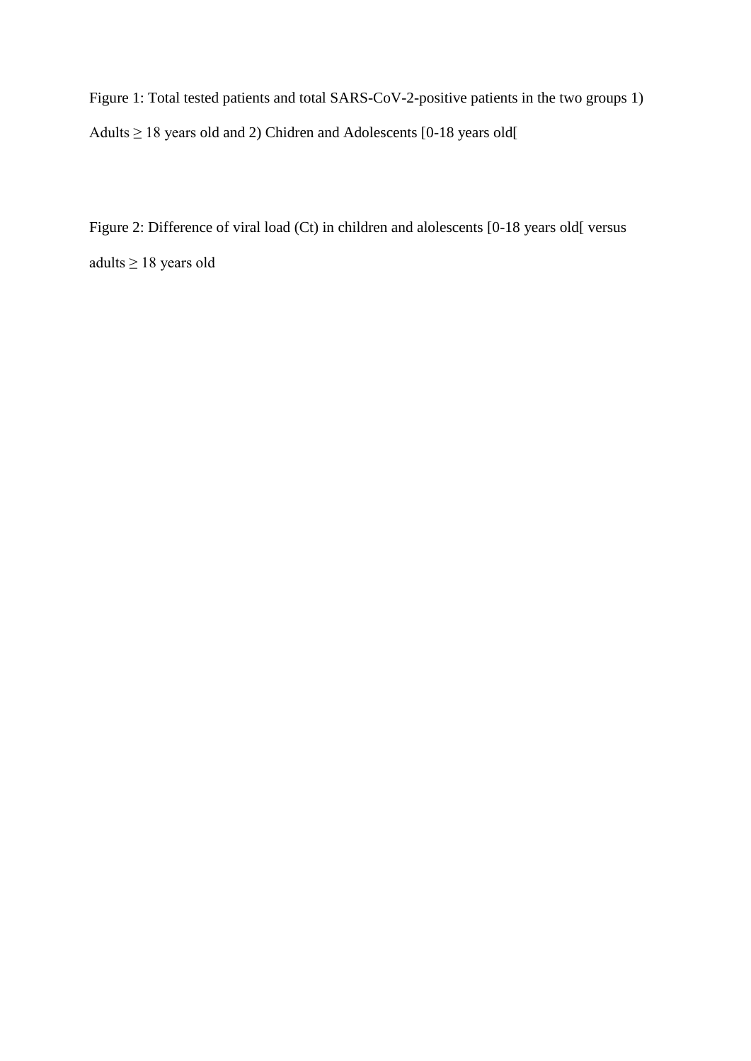Figure 1: Total tested patients and total SARS-CoV-2-positive patients in the two groups 1) Adults $\geq$ 18 years old and 2) Chidren and Adolescents [0-18 years old[

Figure 2: Difference of viral load (Ct) in children and alolescents [0-18 years old[ versus adults $\geq$ 18 years old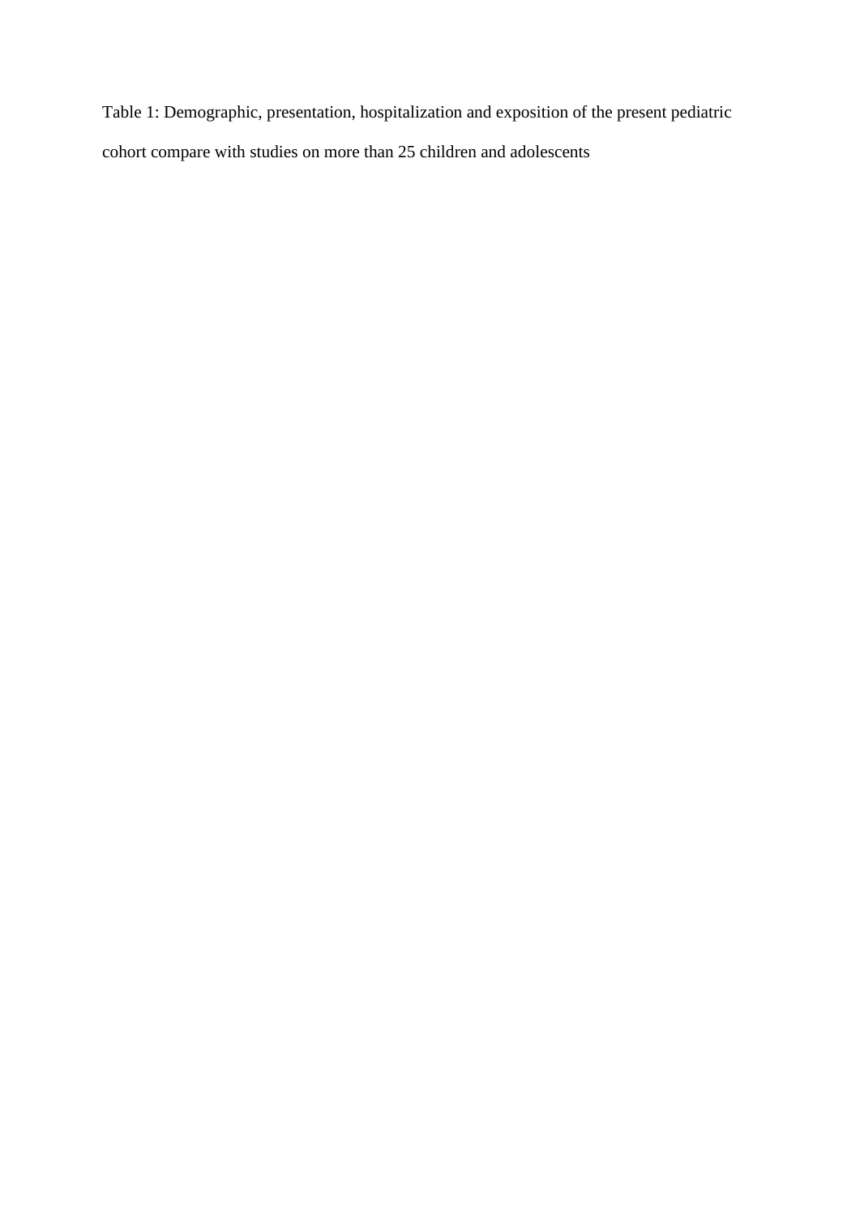Table 1: Demographic, presentation, hospitalization and exposition of the present pediatric cohort compare with studies on more than 25 children and adolescents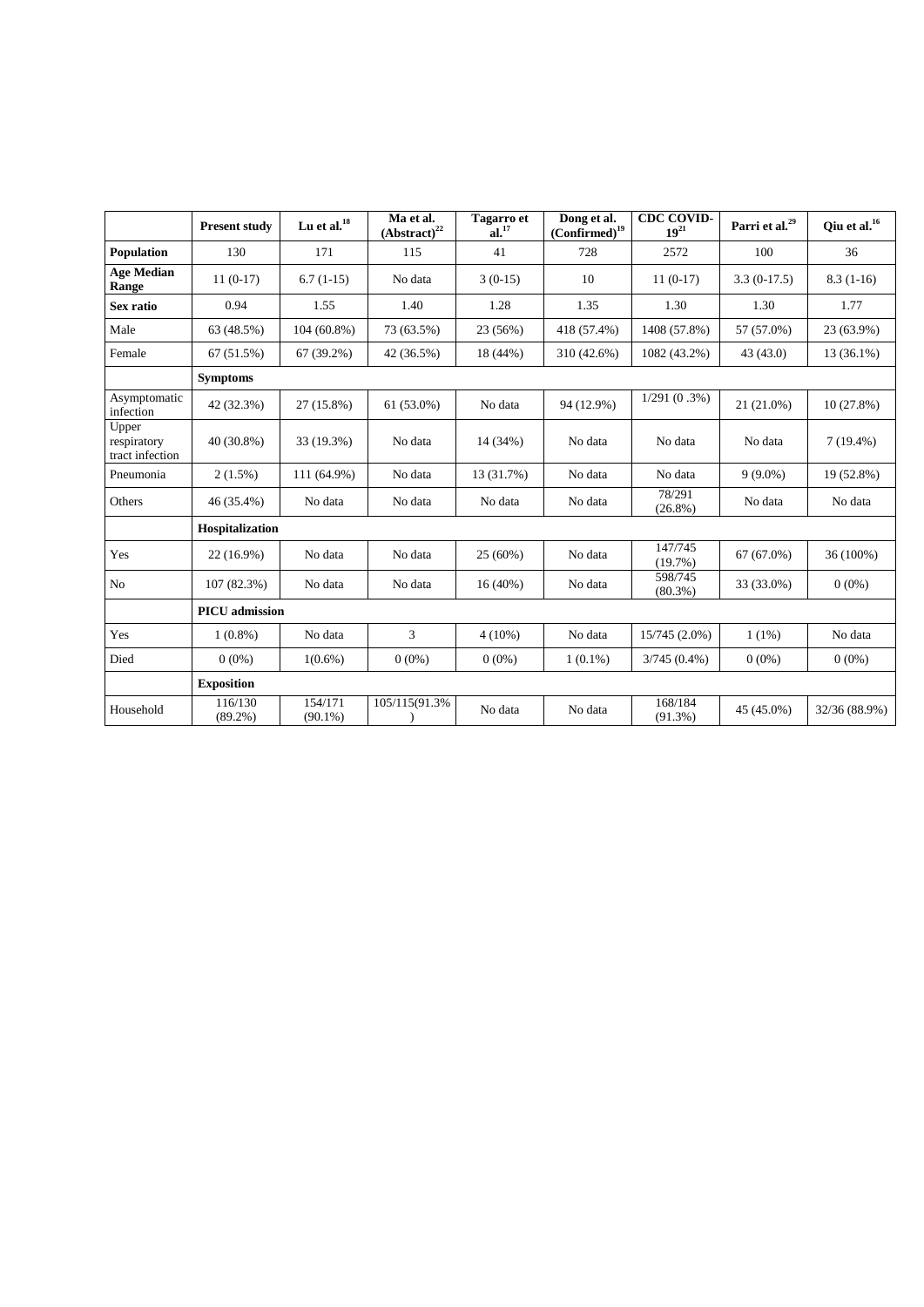| | Present study | Lu et al.[18] | Ma et al. (Abstract)[22] | Tagarro et al.[17] | Dong et al. (Confirmed)[19] | CDC COVID-19[21] | Parri et al.[29] | Qiu et al.[16] |
|---|---|---|---|---|---|---|---|---|
| **Population** | 130 | 171 | 115 | 41 | 728 | 2572 | 100 | 36 |
| **Age Median Range** | 11 (0-17) | 6.7 (1-15) | No data | 3 (0-15) | 10 | 11 (0-17) | 3.3 (0-17.5) | 8.3 (1-16) |
| **Sex ratio** | 0.94 | 1.55 | 1.40 | 1.28 | 1.35 | 1.30 | 1.30 | 1.77 |
| Male | 63 (48.5%) | 104 (60.8%) | 73 (63.5%) | 23 (56%) | 418 (57.4%) | 1408 (57.8%) | 57 (57.0%) | 23 (63.9%) |
| Female | 67 (51.5%) | 67 (39.2%) | 42 (36.5%) | 18 (44%) | 310 (42.6%) | 1082 (43.2%) | 43 (43.0) | 13 (36.1%) |
| | **Symptoms** | | | | | | | |
| Asymptomatic infection | 42 (32.3%) | 27 (15.8%) | 61 (53.0%) | No data | 94 (12.9%) | 1/291 (0 .3%) | 21 (21.0%) | 10 (27.8%) |
| Upper respiratory tract infection | 40 (30.8%) | 33 (19.3%) | No data | 14 (34%) | No data | No data | No data | 7 (19.4%) |
| Pneumonia | 2 (1.5%) | 111 (64.9%) | No data | 13 (31.7%) | No data | No data | 9 (9.0%) | 19 (52.8%) |
| Others | 46 (35.4%) | No data | No data | No data | No data | 78/291 (26.8%) | No data | No data |
| | **Hospitalization** | | | | | | | |
| Yes | 22 (16.9%) | No data | No data | 25 (60%) | No data | 147/745 (19.7%) | 67 (67.0%) | 36 (100%) |
| No | 107 (82.3%) | No data | No data | 16 (40%) | No data | 598/745 (80.3%) | 33 (33.0%) | 0 (0%) |
| | **PICU admission** | | | | | | | |
| Yes | 1 (0.8%) | No data | 3 | 4 (10%) | No data | 15/745 (2.0%) | 1 (1%) | No data |
| Died | 0 (0%) | 1(0.6%) | 0 (0%) | 0 (0%) | 1 (0.1%) | 3/745 (0.4%) | 0 (0%) | 0 (0%) |
| | **Exposition** | | | | | | | |
| Household | 116/130 (89.2%) | 154/171 (90.1%) | 105/115(91.3%) | No data | No data | 168/184 (91.3%) | 45 (45.0%) | 32/36 (88.9%) |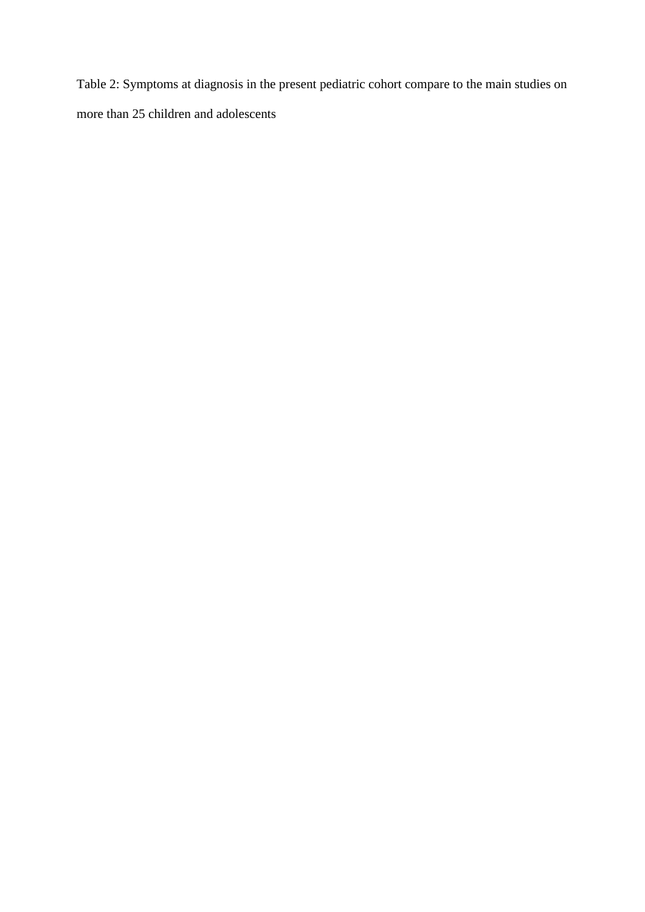Table 2: Symptoms at diagnosis in the present pediatric cohort compare to the main studies on more than 25 children and adolescents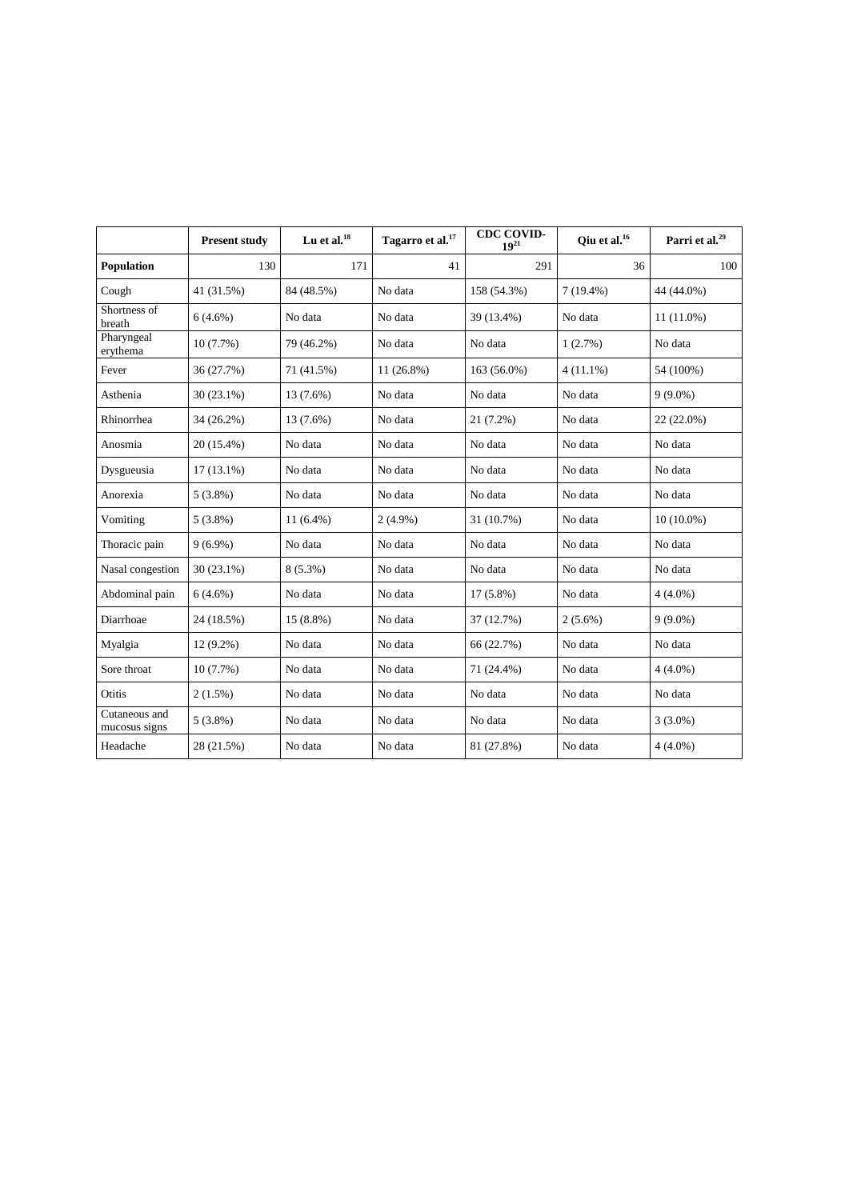| | Present study | Lu et al.[18] | Tagarro et al.[17] | CDC COVID-19[21] | Qiu et al.[16] | Parri et al.[29] |
|---|---|---|---|---|---|---|
| **Population** | 130 | 171 | 41 | 291 | 36 | 100 |
| Cough | 41 (31.5%) | 84 (48.5%) | No data | 158 (54.3%) | 7 (19.4%) | 44 (44.0%) |
| Shortness of breath | 6 (4.6%) | No data | No data | 39 (13.4%) | No data | 11 (11.0%) |
| Pharyngeal erythema | 10 (7.7%) | 79 (46.2%) | No data | No data | 1 (2.7%) | No data |
| Fever | 36 (27.7%) | 71 (41.5%) | 11 (26.8%) | 163 (56.0%) | 4 (11.1%) | 54 (100%) |
| Asthenia | 30 (23.1%) | 13 (7.6%) | No data | No data | No data | 9 (9.0%) |
| Rhinorrhea | 34 (26.2%) | 13 (7.6%) | No data | 21 (7.2%) | No data | 22 (22.0%) |
| Anosmia | 20 (15.4%) | No data | No data | No data | No data | No data |
| Dysgueusia | 17 (13.1%) | No data | No data | No data | No data | No data |
| Anorexia | 5 (3.8%) | No data | No data | No data | No data | No data |
| Vomiting | 5 (3.8%) | 11 (6.4%) | 2 (4.9%) | 31 (10.7%) | No data | 10 (10.0%) |
| Thoracic pain | 9 (6.9%) | No data | No data | No data | No data | No data |
| Nasal congestion | 30 (23.1%) | 8 (5.3%) | No data | No data | No data | No data |
| Abdominal pain | 6 (4.6%) | No data | No data | 17 (5.8%) | No data | 4 (4.0%) |
| Diarrhoae | 24 (18.5%) | 15 (8.8%) | No data | 37 (12.7%) | 2 (5.6%) | 9 (9.0%) |
| Myalgia | 12 (9.2%) | No data | No data | 66 (22.7%) | No data | No data |
| Sore throat | 10 (7.7%) | No data | No data | 71 (24.4%) | No data | 4 (4.0%) |
| Otitis | 2 (1.5%) | No data | No data | No data | No data | No data |
| Cutaneous and mucosus signs | 5 (3.8%) | No data | No data | No data | No data | 3 (3.0%) |
| Headache | 28 (21.5%) | No data | No data | 81 (27.8%) | No data | 4 (4.0%) |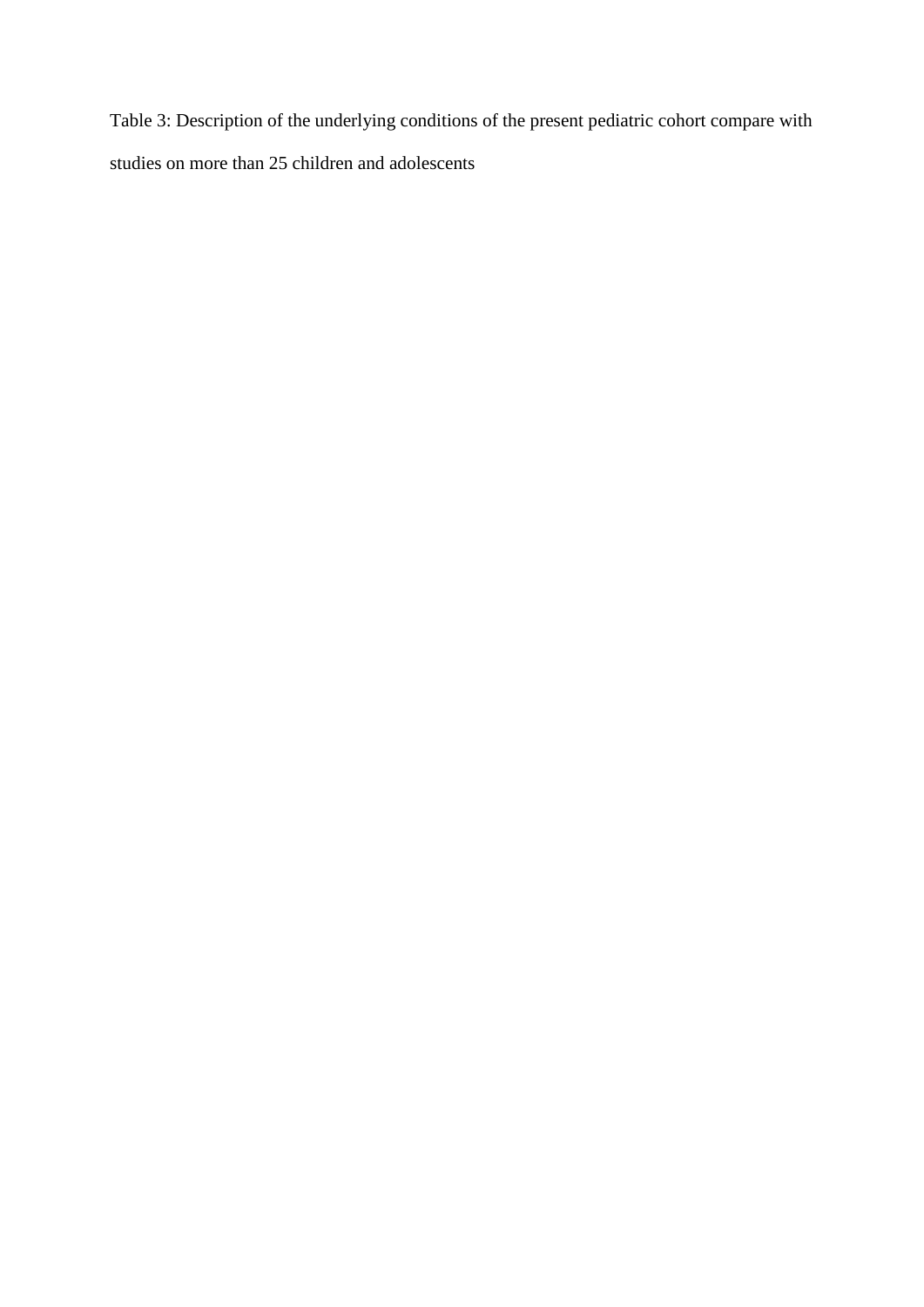Table 3: Description of the underlying conditions of the present pediatric cohort compare with studies on more than 25 children and adolescents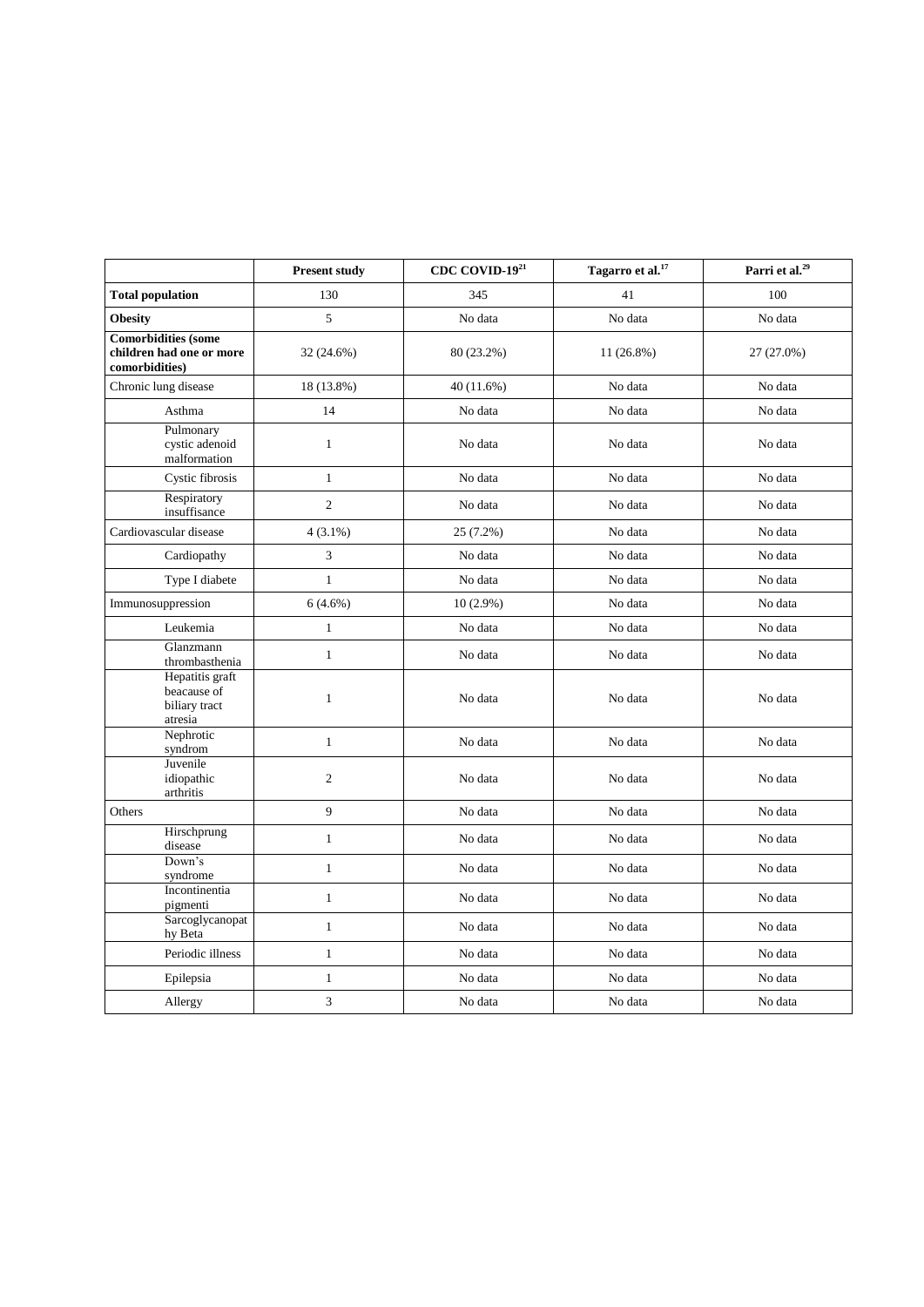| | **Present study** | **CDC COVID-19[21]** | **Tagarro et al.[17]** | **Parri et al.[29]** |
|---|---|---|---|---|
| **Total population** | 130 | 345 | 41 | 100 |
| **Obesity** | 5 | No data | No data | No data |
| **Comorbidities (some children had one or more comorbidities)** | 32 (24.6%) | 80 (23.2%) | 11 (26.8%) | 27 (27.0%) |
| Chronic lung disease | 18 (13.8%) | 40 (11.6%) | No data | No data |
| Asthma | 14 | No data | No data | No data |
| Pulmonary cystic adenoid malformation | 1 | No data | No data | No data |
| Cystic fibrosis | 1 | No data | No data | No data |
| Respiratory insuffisance | 2 | No data | No data | No data |
| Cardiovascular disease | 4 (3.1%) | 25 (7.2%) | No data | No data |
| Cardiopathy | 3 | No data | No data | No data |
| Type I diabete | 1 | No data | No data | No data |
| Immunosuppression | 6 (4.6%) | 10 (2.9%) | No data | No data |
| Leukemia | 1 | No data | No data | No data |
| Glanzmann thrombasthenia | 1 | No data | No data | No data |
| Hepatitis graft beacause of biliary tract atresia | 1 | No data | No data | No data |
| Nephrotic syndrom | 1 | No data | No data | No data |
| Juvenile idiopathic arthritis | 2 | No data | No data | No data |
| Others | 9 | No data | No data | No data |
| Hirschprung disease | 1 | No data | No data | No data |
| Down's syndrome | 1 | No data | No data | No data |
| Incontinentia pigmenti | 1 | No data | No data | No data |
| Sarcoglycanopathy Beta | 1 | No data | No data | No data |
| Periodic illness | 1 | No data | No data | No data |
| Epilepsia | 1 | No data | No data | No data |
| Allergy | 3 | No data | No data | No data |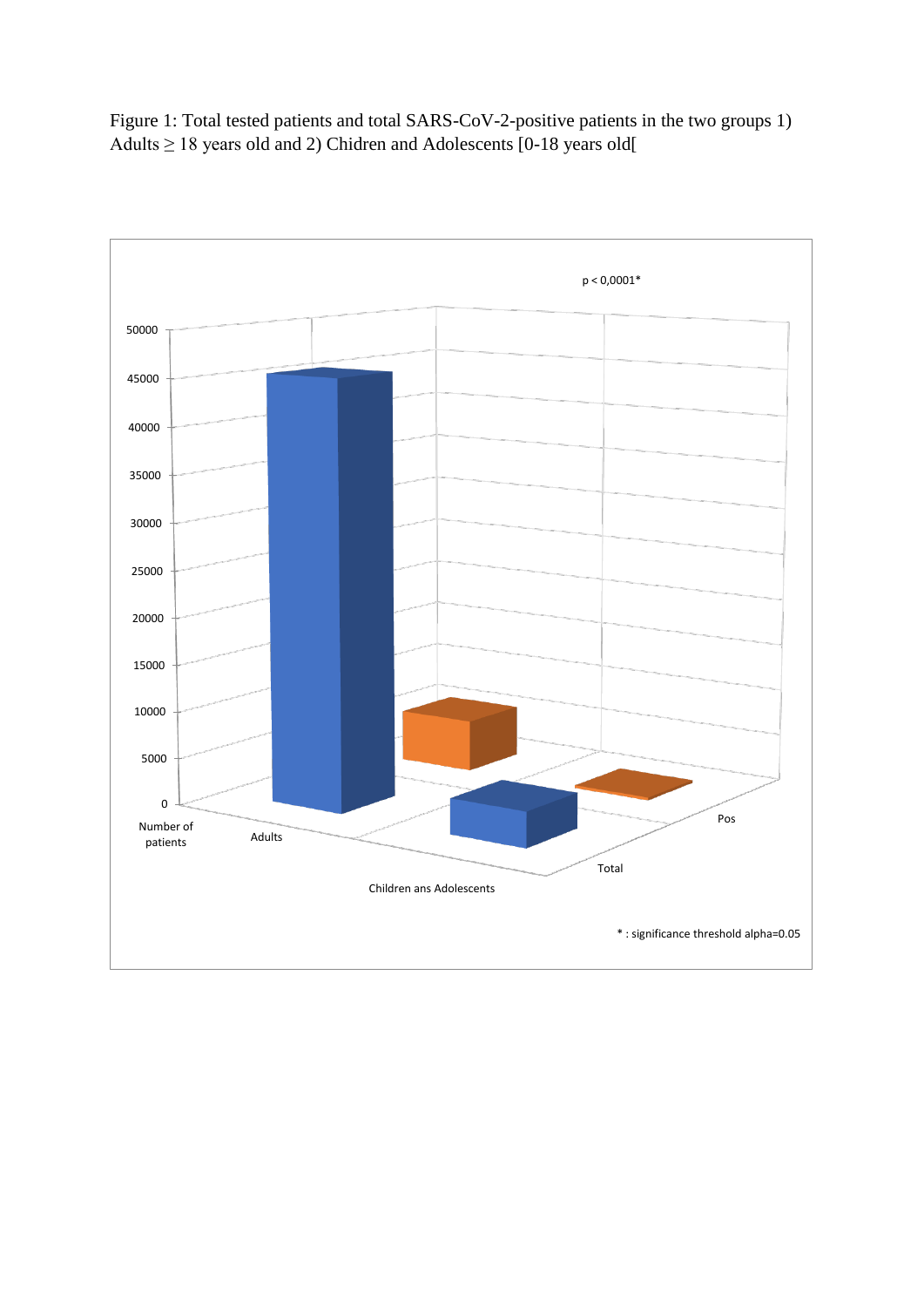Figure 1: Total tested patients and total SARS-CoV-2-positive patients in the two groups 1) Adults ≥ 18 years old and 2) Chidren and Adolescents [0-18 years old[

p < 0,0001*

50000
45000
40000
35000
30000
25000
20000
15000
10000
5000
0

Number of patients

Adults

Children ans Adolescents

Total

Pos

* : significance threshold alpha=0.05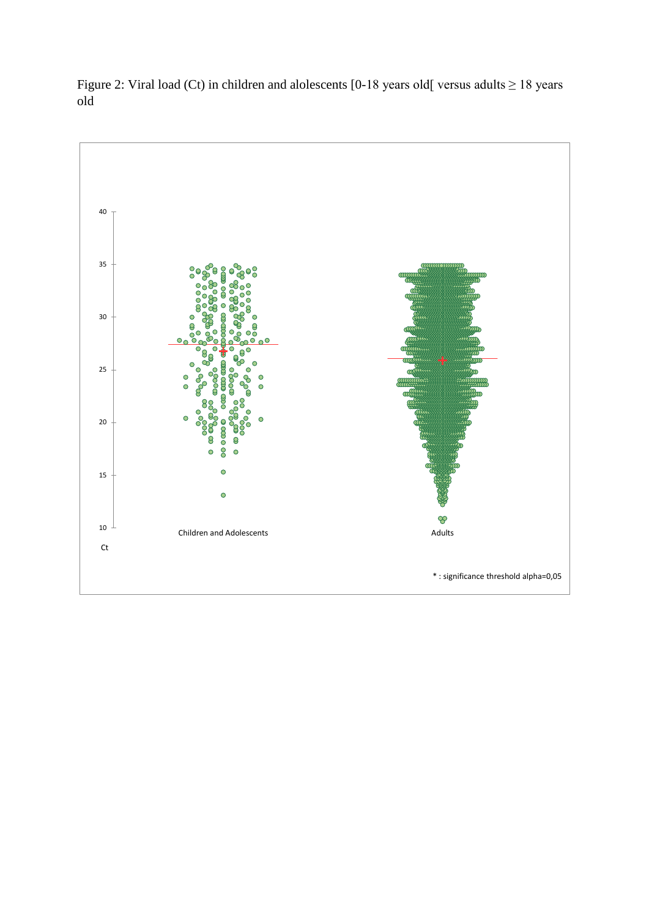Figure 2: Viral load (Ct) in children and alolescents [0-18 years old[ versus adults ≥ 18 years old

40

35

30

25

20

15

10

Ct

Children and Adolescents

Adults

* : significance threshold alpha=0,05